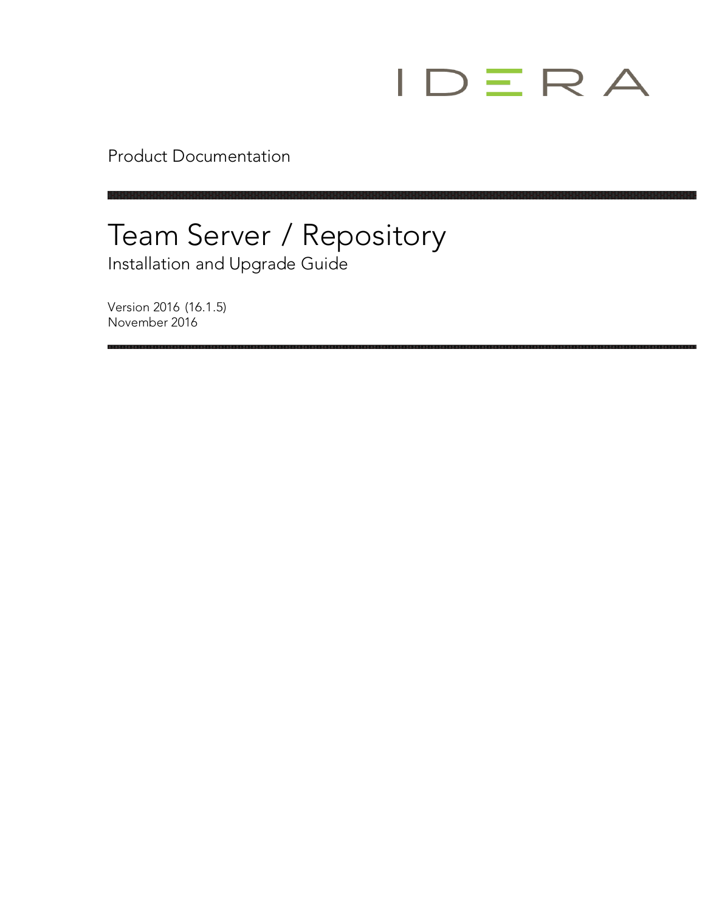IDERA

Product Documentation

# Team Server / Repository

## Installation and Upgrade Guide

Version 2016 (16.1.5)
November 2016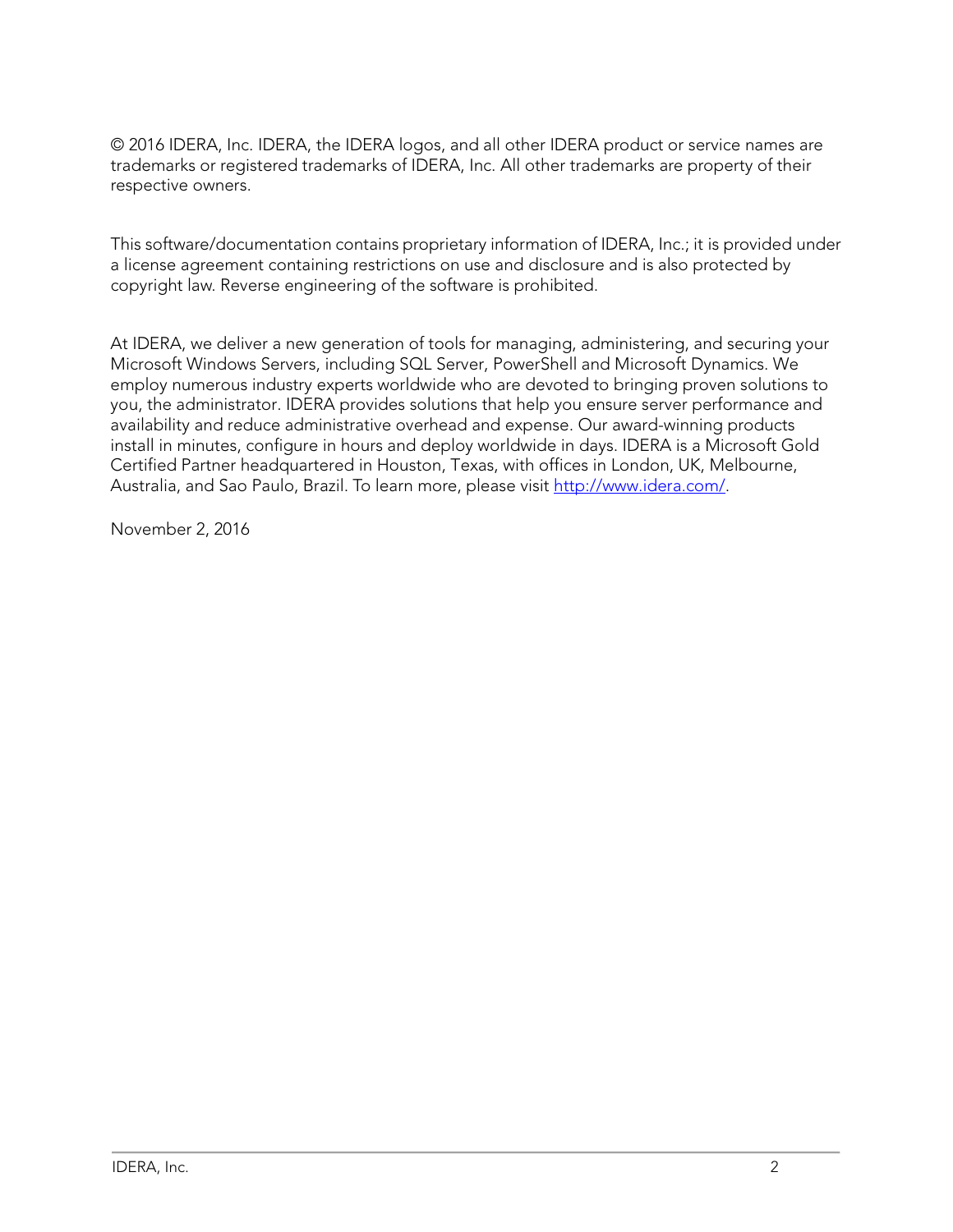© 2016 IDERA, Inc. IDERA, the IDERA logos, and all other IDERA product or service names are trademarks or registered trademarks of IDERA, Inc. All other trademarks are property of their respective owners.

This software/documentation contains proprietary information of IDERA, Inc.; it is provided under a license agreement containing restrictions on use and disclosure and is also protected by copyright law. Reverse engineering of the software is prohibited.

At IDERA, we deliver a new generation of tools for managing, administering, and securing your Microsoft Windows Servers, including SQL Server, PowerShell and Microsoft Dynamics. We employ numerous industry experts worldwide who are devoted to bringing proven solutions to you, the administrator. IDERA provides solutions that help you ensure server performance and availability and reduce administrative overhead and expense. Our award-winning products install in minutes, configure in hours and deploy worldwide in days. IDERA is a Microsoft Gold Certified Partner headquartered in Houston, Texas, with offices in London, UK, Melbourne, Australia, and Sao Paulo, Brazil. To learn more, please visit [http://www.idera.com/](http://www.idera.com/).

November 2, 2016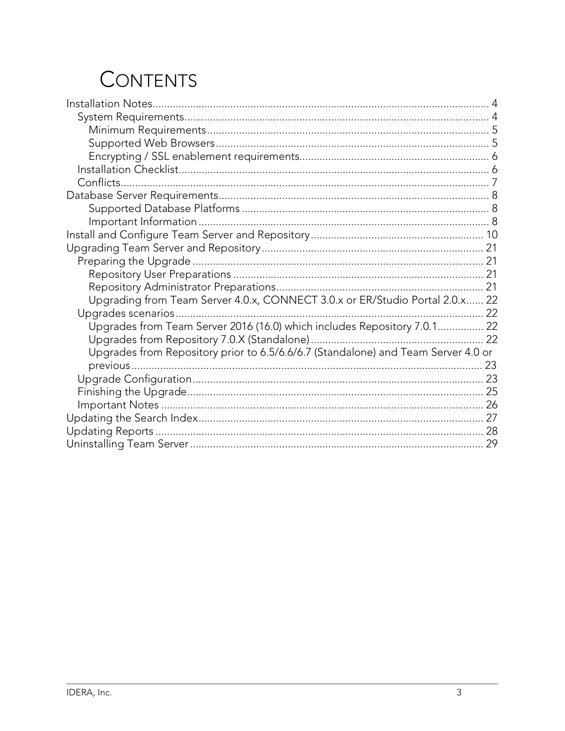# CONTENTS

- Installation Notes ..... 4
  - System Requirements ..... 4
    - Minimum Requirements ..... 5
    - Supported Web Browsers ..... 5
    - Encrypting / SSL enablement requirements ..... 6
  - Installation Checklist ..... 6
  - Conflicts ..... 7
- Database Server Requirements ..... 8
    - Supported Database Platforms ..... 8
    - Important Information ..... 8
- Install and Configure Team Server and Repository ..... 10
- Upgrading Team Server and Repository ..... 21
  - Preparing the Upgrade ..... 21
    - Repository User Preparations ..... 21
    - Repository Administrator Preparations ..... 21
    - Upgrading from Team Server 4.0.x, CONNECT 3.0.x or ER/Studio Portal 2.0.x ..... 22
  - Upgrades scenarios ..... 22
    - Upgrades from Team Server 2016 (16.0) which includes Repository 7.0.1 ..... 22
    - Upgrades from Repository 7.0.X (Standalone) ..... 22
    - Upgrades from Repository prior to 6.5/6.6/6.7 (Standalone) and Team Server 4.0 or previous ..... 23
  - Upgrade Configuration ..... 23
  - Finishing the Upgrade ..... 25
  - Important Notes ..... 26
- Updating the Search Index ..... 27
- Updating Reports ..... 28
- Uninstalling Team Server ..... 29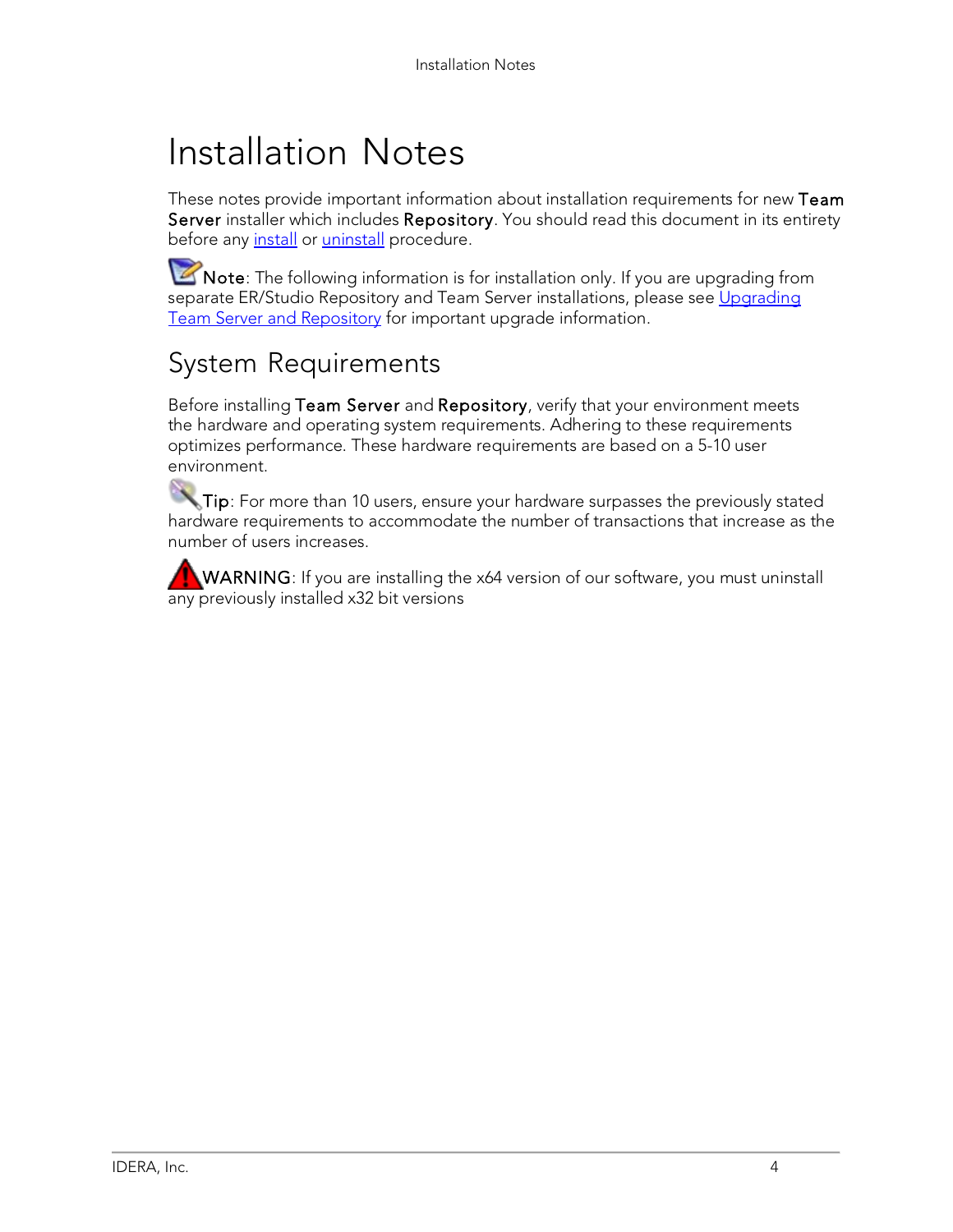# Installation Notes

These notes provide important information about installation requirements for new **Team Server** installer which includes **Repository**. You should read this document in its entirety before any install or uninstall procedure.

**Note**: The following information is for installation only. If you are upgrading from separate ER/Studio Repository and Team Server installations, please see Upgrading Team Server and Repository for important upgrade information.

## System Requirements

Before installing **Team Server** and **Repository**, verify that your environment meets the hardware and operating system requirements. Adhering to these requirements optimizes performance. These hardware requirements are based on a 5-10 user environment.

**Tip**: For more than 10 users, ensure your hardware surpasses the previously stated hardware requirements to accommodate the number of transactions that increase as the number of users increases.

**WARNING**: If you are installing the x64 version of our software, you must uninstall any previously installed x32 bit versions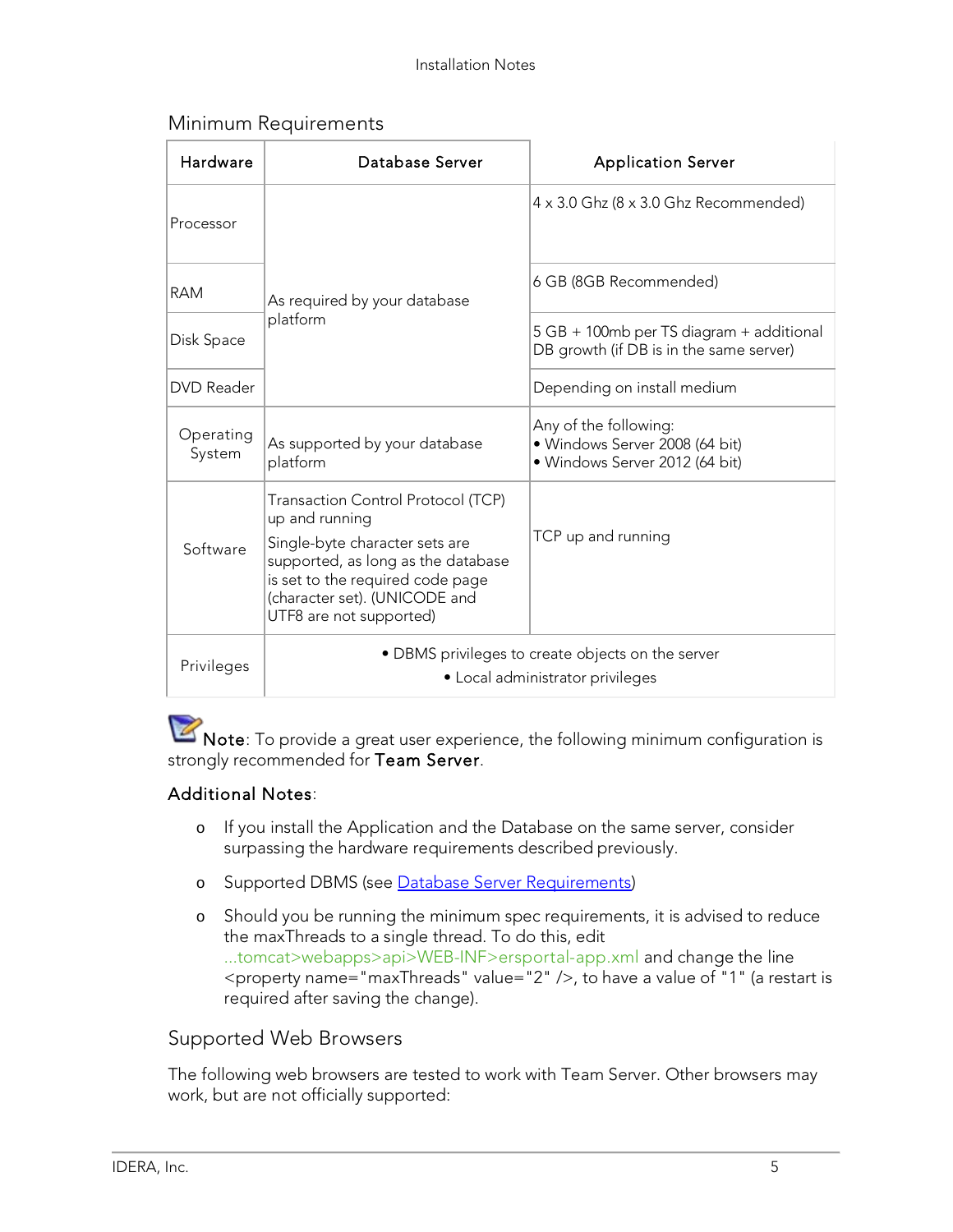## Minimum Requirements

| Hardware | Database Server | Application Server |
|---|---|---|
| Processor | As required by your database platform | 4 x 3.0 Ghz (8 x 3.0 Ghz Recommended) |
| RAM | | 6 GB (8GB Recommended) |
| Disk Space | | 5 GB + 100mb per TS diagram + additional DB growth (if DB is in the same server) |
| DVD Reader | | Depending on install medium |
| Operating System | As supported by your database platform | Any of the following:<br>• Windows Server 2008 (64 bit)<br>• Windows Server 2012 (64 bit) |
| Software | Transaction Control Protocol (TCP) up and running<br>Single-byte character sets are supported, as long as the database is set to the required code page (character set). (UNICODE and UTF8 are not supported) | TCP up and running |
| Privileges | • DBMS privileges to create objects on the server<br>• Local administrator privileges | |

**Note**: To provide a great user experience, the following minimum configuration is strongly recommended for **Team Server**.

**Additional Notes**:

- If you install the Application and the Database on the same server, consider surpassing the hardware requirements described previously.
- Supported DBMS (see Database Server Requirements)
- Should you be running the minimum spec requirements, it is advised to reduce the maxThreads to a single thread. To do this, edit ...tomcat>webapps>api>WEB-INF>ersportal-app.xml and change the line <property name="maxThreads" value="2" />, to have a value of "1" (a restart is required after saving the change).

## Supported Web Browsers

The following web browsers are tested to work with Team Server. Other browsers may work, but are not officially supported: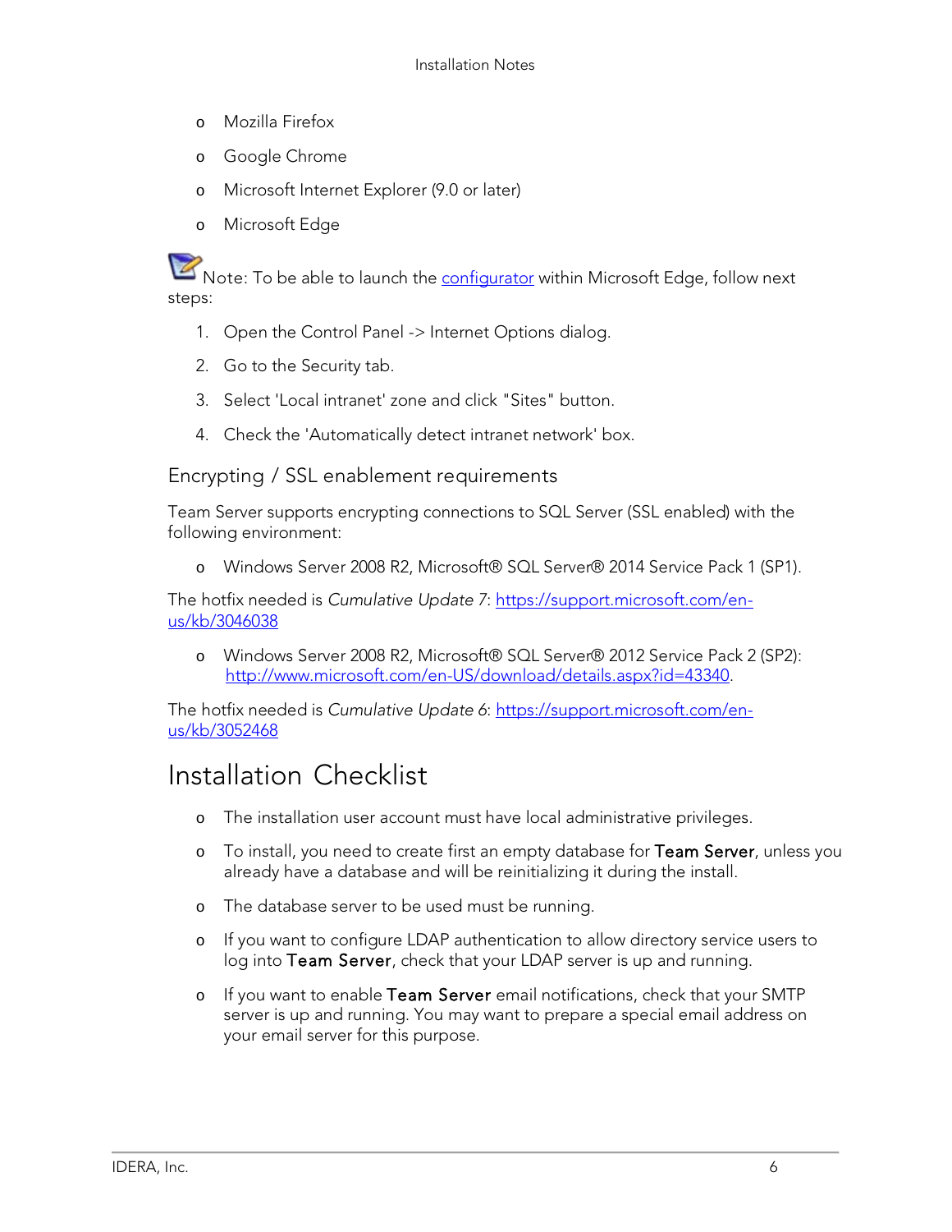- Mozilla Firefox
- Google Chrome
- Microsoft Internet Explorer (9.0 or later)
- Microsoft Edge

Note: To be able to launch the [configurator]() within Microsoft Edge, follow next steps:

1. Open the Control Panel -> Internet Options dialog.
2. Go to the Security tab.
3. Select 'Local intranet' zone and click "Sites" button.
4. Check the 'Automatically detect intranet network' box.

### Encrypting / SSL enablement requirements

Team Server supports encrypting connections to SQL Server (SSL enabled) with the following environment:

- Windows Server 2008 R2, Microsoft® SQL Server® 2014 Service Pack 1 (SP1).

The hotfix needed is *Cumulative Update 7*: [https://support.microsoft.com/en-us/kb/3046038](https://support.microsoft.com/en-us/kb/3046038)

- Windows Server 2008 R2, Microsoft® SQL Server® 2012 Service Pack 2 (SP2): [http://www.microsoft.com/en-US/download/details.aspx?id=43340](http://www.microsoft.com/en-US/download/details.aspx?id=43340).

The hotfix needed is *Cumulative Update 6*: [https://support.microsoft.com/en-us/kb/3052468](https://support.microsoft.com/en-us/kb/3052468)

## Installation Checklist

- The installation user account must have local administrative privileges.
- To install, you need to create first an empty database for **Team Server**, unless you already have a database and will be reinitializing it during the install.
- The database server to be used must be running.
- If you want to configure LDAP authentication to allow directory service users to log into **Team Server**, check that your LDAP server is up and running.
- If you want to enable **Team Server** email notifications, check that your SMTP server is up and running. You may want to prepare a special email address on your email server for this purpose.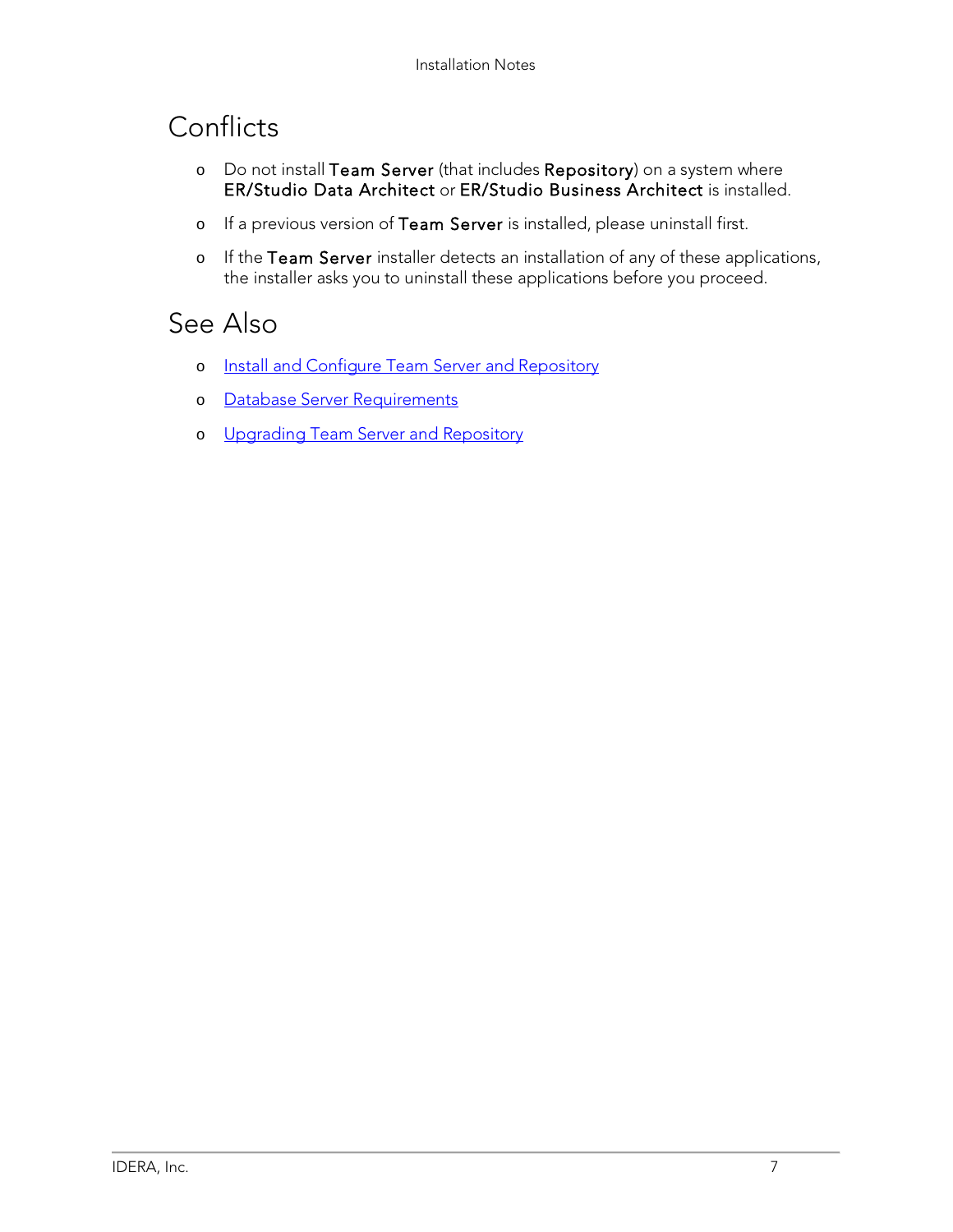## Conflicts

- Do not install **Team Server** (that includes **Repository**) on a system where **ER/Studio Data Architect** or **ER/Studio Business Architect** is installed.
- If a previous version of **Team Server** is installed, please uninstall first.
- If the **Team Server** installer detects an installation of any of these applications, the installer asks you to uninstall these applications before you proceed.

## See Also

- Install and Configure Team Server and Repository
- Database Server Requirements
- Upgrading Team Server and Repository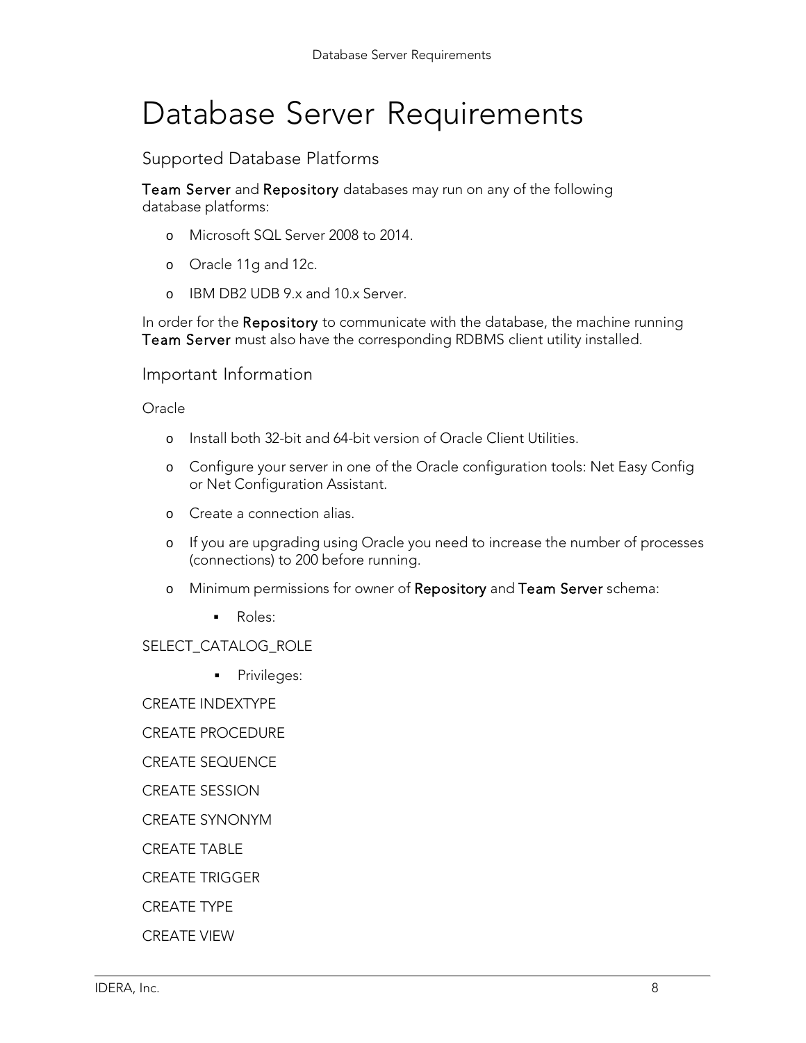# Database Server Requirements

## Supported Database Platforms

**Team Server** and **Repository** databases may run on any of the following database platforms:

- Microsoft SQL Server 2008 to 2014.
- Oracle 11g and 12c.
- IBM DB2 UDB 9.x and 10.x Server.

In order for the **Repository** to communicate with the database, the machine running **Team Server** must also have the corresponding RDBMS client utility installed.

## Important Information

Oracle

- Install both 32-bit and 64-bit version of Oracle Client Utilities.
- Configure your server in one of the Oracle configuration tools: Net Easy Config or Net Configuration Assistant.
- Create a connection alias.
- If you are upgrading using Oracle you need to increase the number of processes (connections) to 200 before running.
- Minimum permissions for owner of **Repository** and **Team Server** schema:
    - Roles:

SELECT_CATALOG_ROLE

- Privileges:

CREATE INDEXTYPE

CREATE PROCEDURE

CREATE SEQUENCE

CREATE SESSION

CREATE SYNONYM

CREATE TABLE

CREATE TRIGGER

CREATE TYPE

CREATE VIEW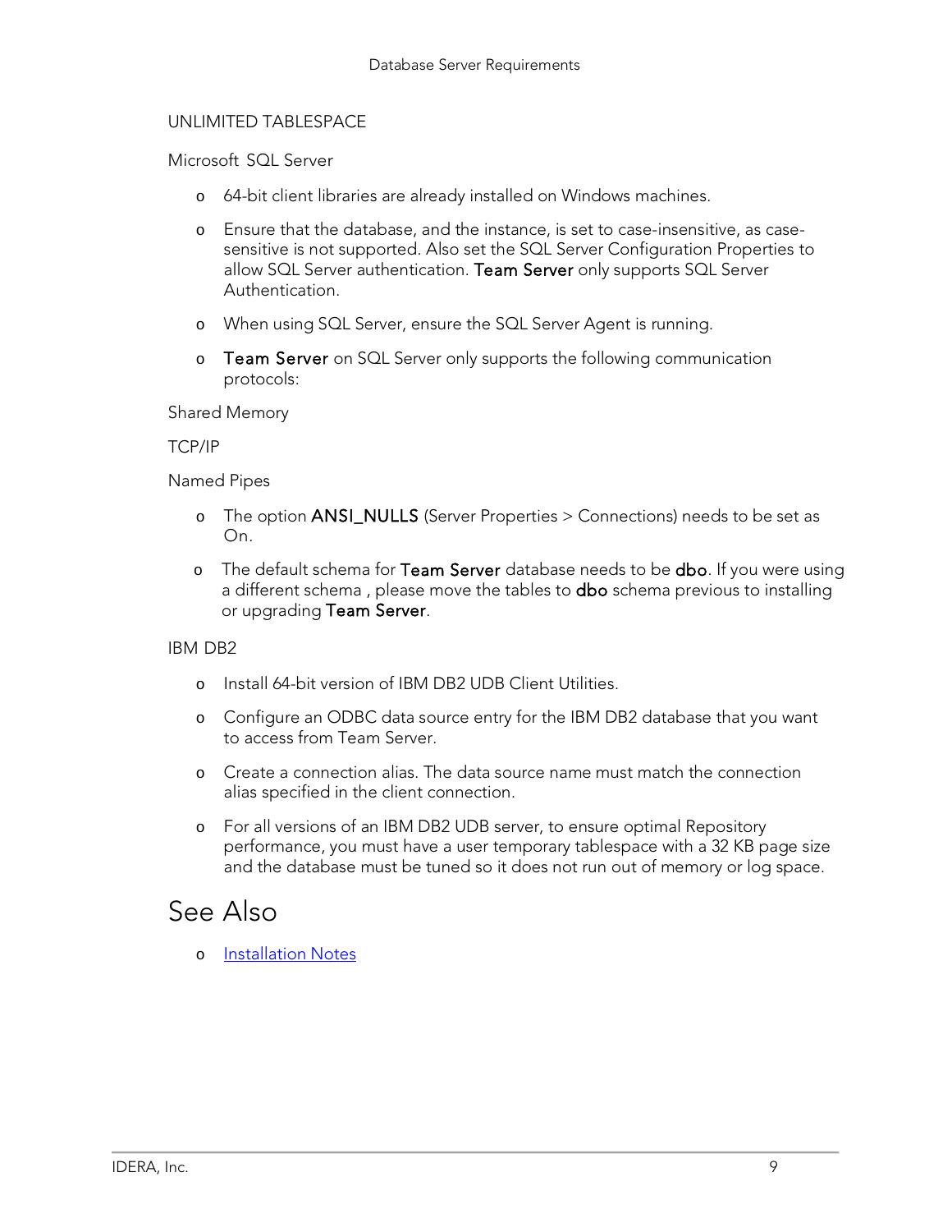UNLIMITED TABLESPACE

Microsoft SQL Server

- 64-bit client libraries are already installed on Windows machines.
- Ensure that the database, and the instance, is set to case-insensitive, as case-sensitive is not supported. Also set the SQL Server Configuration Properties to allow SQL Server authentication. **Team Server** only supports SQL Server Authentication.
- When using SQL Server, ensure the SQL Server Agent is running.
- **Team Server** on SQL Server only supports the following communication protocols:

Shared Memory

TCP/IP

Named Pipes

- The option **ANSI_NULLS** (Server Properties > Connections) needs to be set as On.
- The default schema for **Team Server** database needs to be **dbo**. If you were using a different schema , please move the tables to **dbo** schema previous to installing or upgrading **Team Server**.

IBM DB2

- Install 64-bit version of IBM DB2 UDB Client Utilities.
- Configure an ODBC data source entry for the IBM DB2 database that you want to access from Team Server.
- Create a connection alias. The data source name must match the connection alias specified in the client connection.
- For all versions of an IBM DB2 UDB server, to ensure optimal Repository performance, you must have a user temporary tablespace with a 32 KB page size and the database must be tuned so it does not run out of memory or log space.

# See Also

- Installation Notes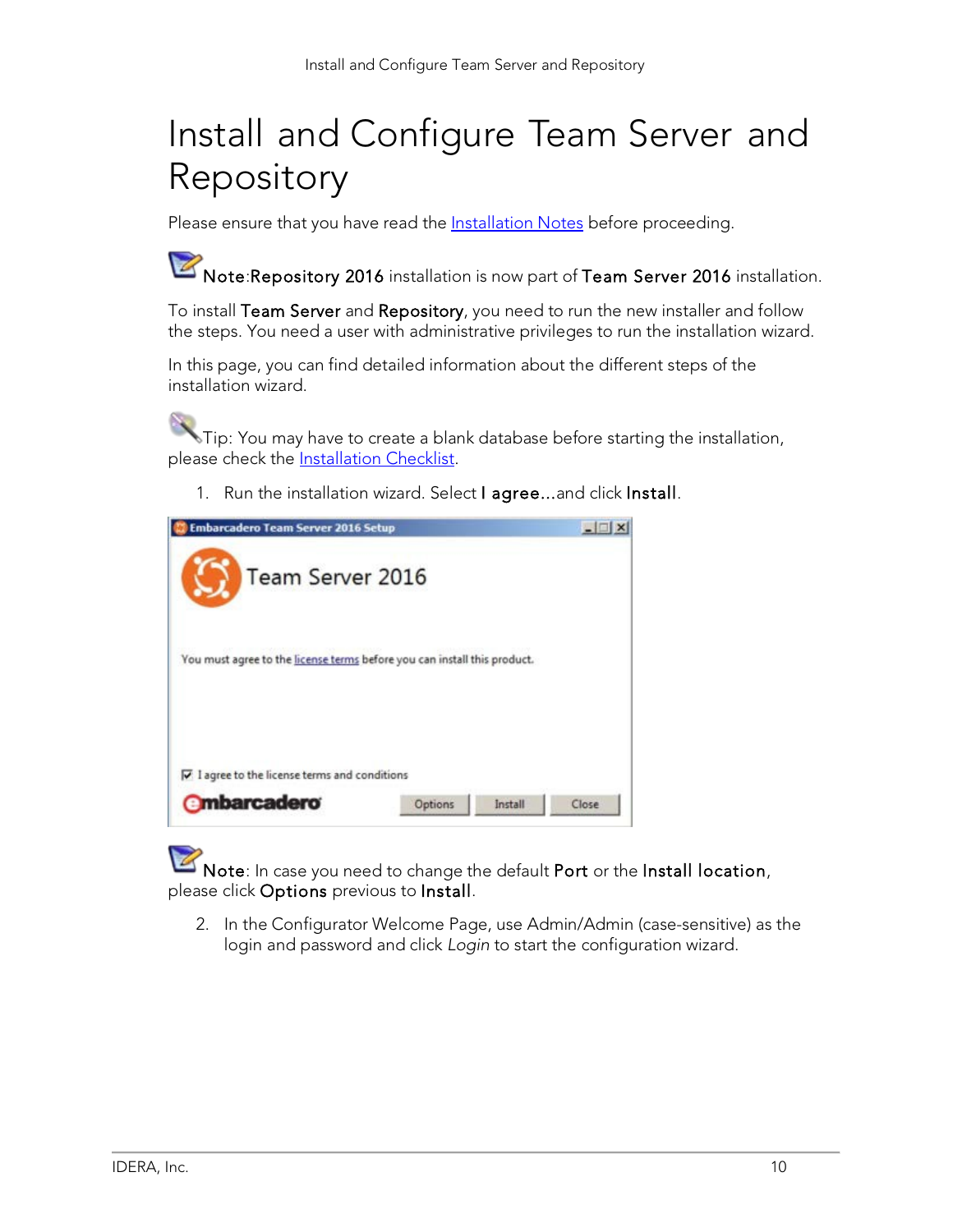# Install and Configure Team Server and Repository

Please ensure that you have read the Installation Notes before proceeding.

**Note**:**Repository 2016** installation is now part of **Team Server 2016** installation.

To install **Team Server** and **Repository**, you need to run the new installer and follow the steps. You need a user with administrative privileges to run the installation wizard.

In this page, you can find detailed information about the different steps of the installation wizard.

Tip: You may have to create a blank database before starting the installation, please check the Installation Checklist.

1. Run the installation wizard. Select **I agree...**and click **Install**.

**Note**: In case you need to change the default **Port** or the **Install location**, please click **Options** previous to **Install**.

2. In the Configurator Welcome Page, use Admin/Admin (case-sensitive) as the login and password and click *Login* to start the configuration wizard.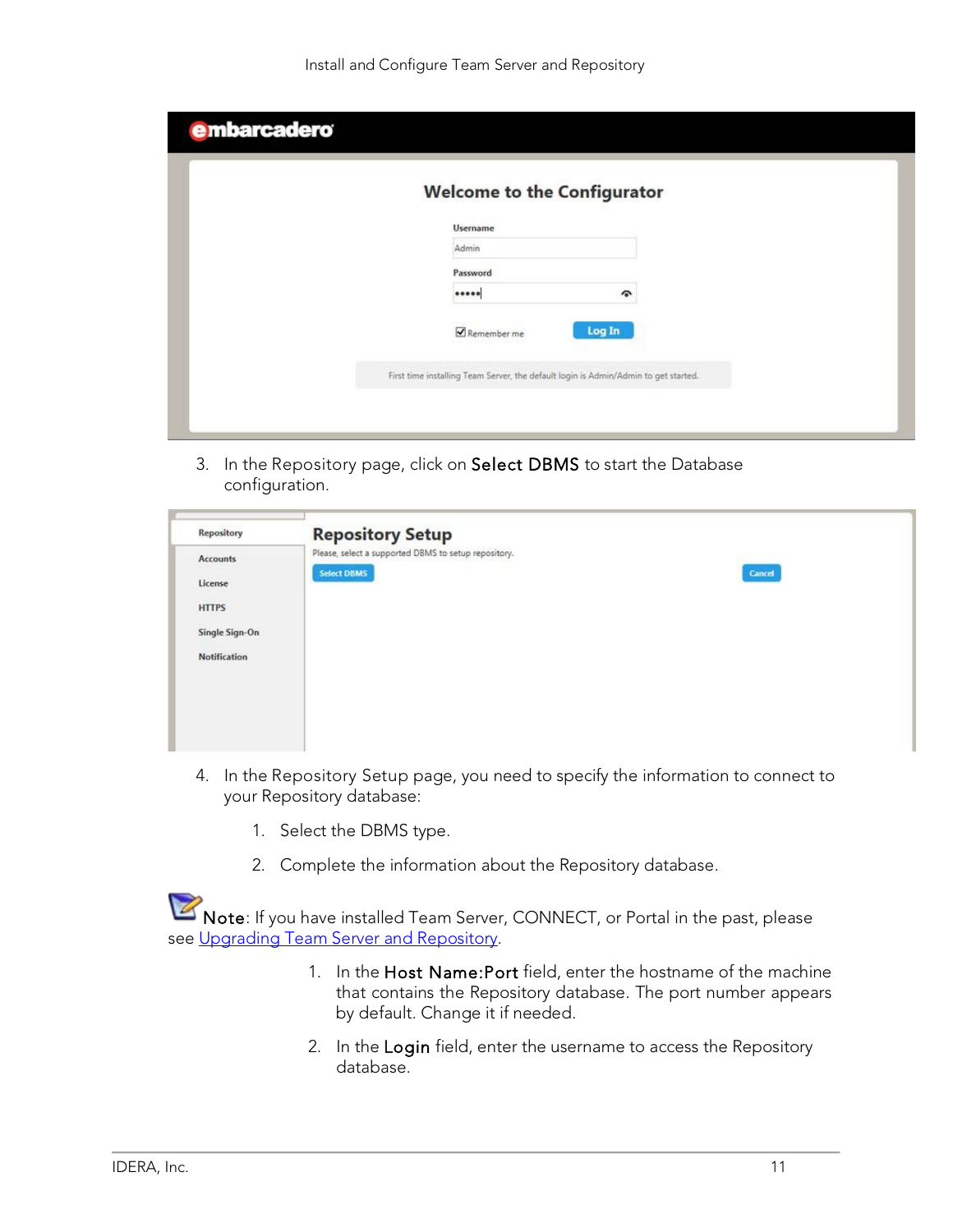3. In the Repository page, click on **Select DBMS** to start the Database configuration.

4. In the Repository Setup page, you need to specify the information to connect to your Repository database:

    1. Select the DBMS type.

    2. Complete the information about the Repository database.

**Note**: If you have installed Team Server, CONNECT, or Portal in the past, please see [Upgrading Team Server and Repository](#).

1. In the **Host Name:Port** field, enter the hostname of the machine that contains the Repository database. The port number appears by default. Change it if needed.

2. In the **Login** field, enter the username to access the Repository database.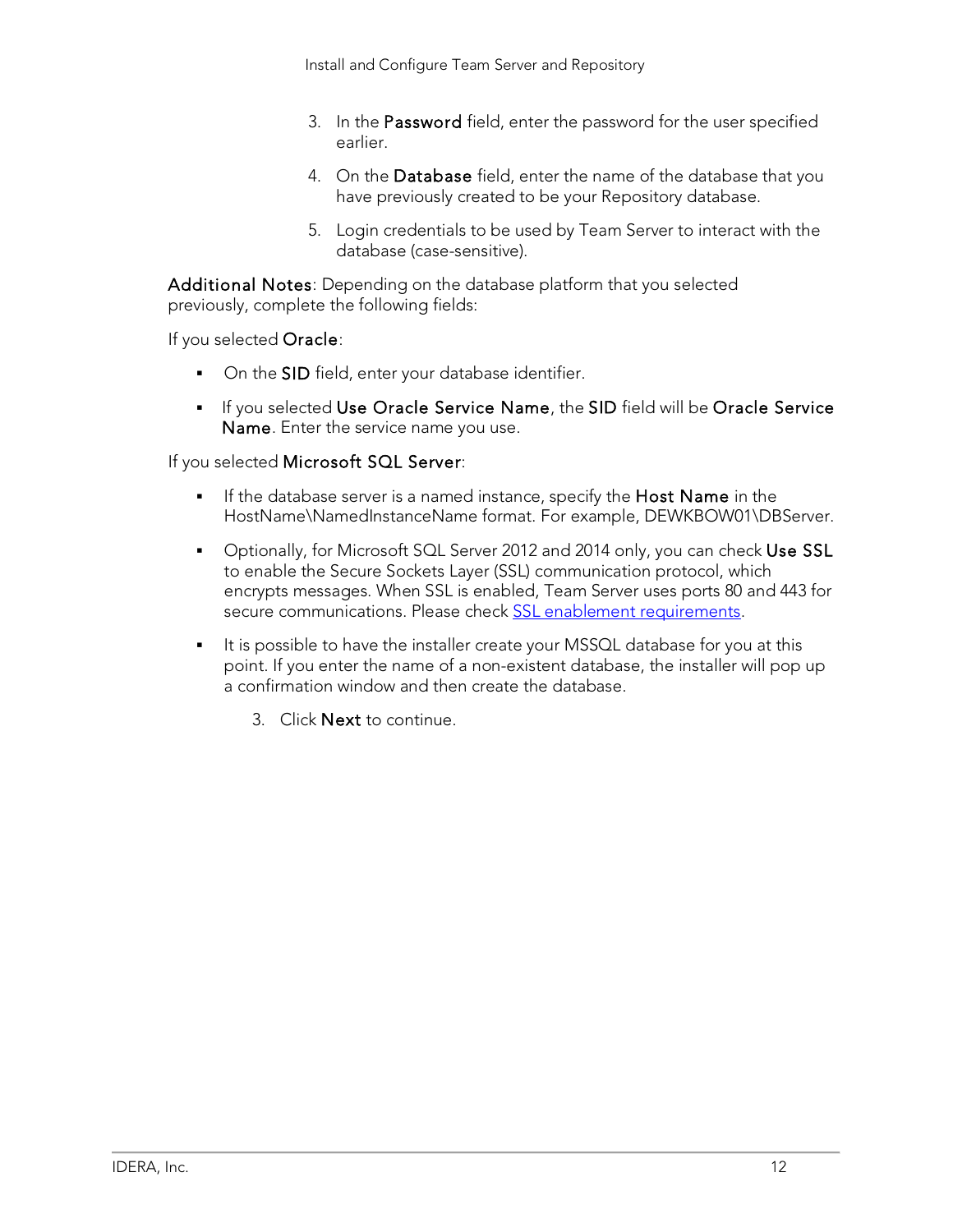3. In the **Password** field, enter the password for the user specified earlier.
4. On the **Database** field, enter the name of the database that you have previously created to be your Repository database.
5. Login credentials to be used by Team Server to interact with the database (case-sensitive).

**Additional Notes**: Depending on the database platform that you selected previously, complete the following fields:

If you selected **Oracle**:

- On the **SID** field, enter your database identifier.
- If you selected **Use Oracle Service Name**, the **SID** field will be **Oracle Service Name**. Enter the service name you use.

If you selected **Microsoft SQL Server**:

- If the database server is a named instance, specify the **Host Name** in the HostName\NamedInstanceName format. For example, DEWKBOW01\DBServer.
- Optionally, for Microsoft SQL Server 2012 and 2014 only, you can check **Use SSL** to enable the Secure Sockets Layer (SSL) communication protocol, which encrypts messages. When SSL is enabled, Team Server uses ports 80 and 443 for secure communications. Please check [SSL enablement requirements](#).
- It is possible to have the installer create your MSSQL database for you at this point. If you enter the name of a non-existent database, the installer will pop up a confirmation window and then create the database.

3. Click **Next** to continue.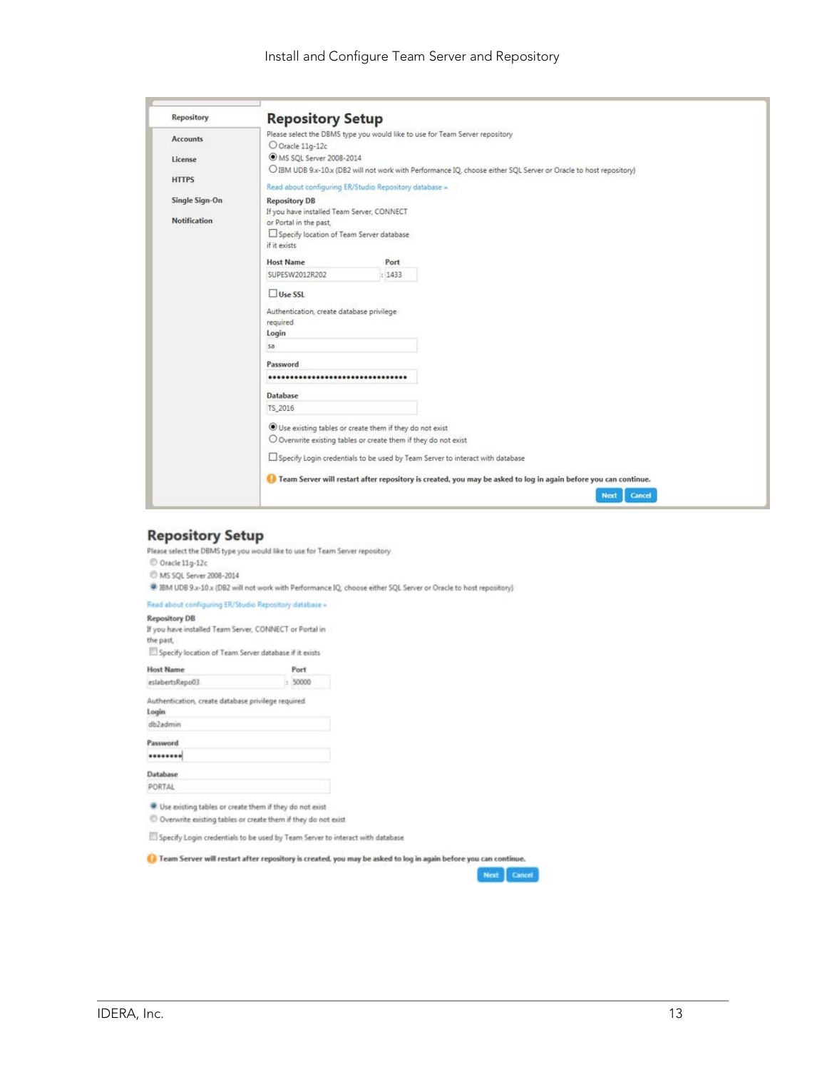Repository

Accounts

License

HTTPS

Single Sign-On

Notification

## Repository Setup

Please select the DBMS type you would like to use for Team Server repository

- Oracle 11g-12c
- MS SQL Server 2008-2014
- IBM UDB 9.x-10.x (DB2 will not work with Performance IQ, choose either SQL Server or Oracle to host repository)

Read about configuring ER/Studio Repository database »

**Repository DB**

If you have installed Team Server, CONNECT or Portal in the past,

Specify location of Team Server database if it exists

**Host Name** SUPESW2012R202 **Port** 1433

Use SSL

Authentication, create database privilege required

**Login** sa

**Password** ••••••••••••••••••••••••••••••••

**Database** TS_2016

- Use existing tables or create them if they do not exist
- Overwrite existing tables or create them if they do not exist

Specify Login credentials to be used by Team Server to interact with database

**Team Server will restart after repository is created, you may be asked to log in again before you can continue.**

Next Cancel

## Repository Setup

Please select the DBMS type you would like to use for Team Server repository

- Oracle 11g-12c
- MS SQL Server 2008-2014
- IBM UDB 9.x-10.x (DB2 will not work with Performance IQ, choose either SQL Server or Oracle to host repository)

Read about configuring ER/Studio Repository database »

**Repository DB**

If you have installed Team Server, CONNECT or Portal in the past,

Specify location of Team Server database if it exists

**Host Name** eslabertsRepo03 **Port** 50000

Authentication, create database privilege required

**Login** db2admin

**Password** ••••••••

**Database** PORTAL

- Use existing tables or create them if they do not exist
- Overwrite existing tables or create them if they do not exist

Specify Login credentials to be used by Team Server to interact with database

**Team Server will restart after repository is created, you may be asked to log in again before you can continue.**

Next Cancel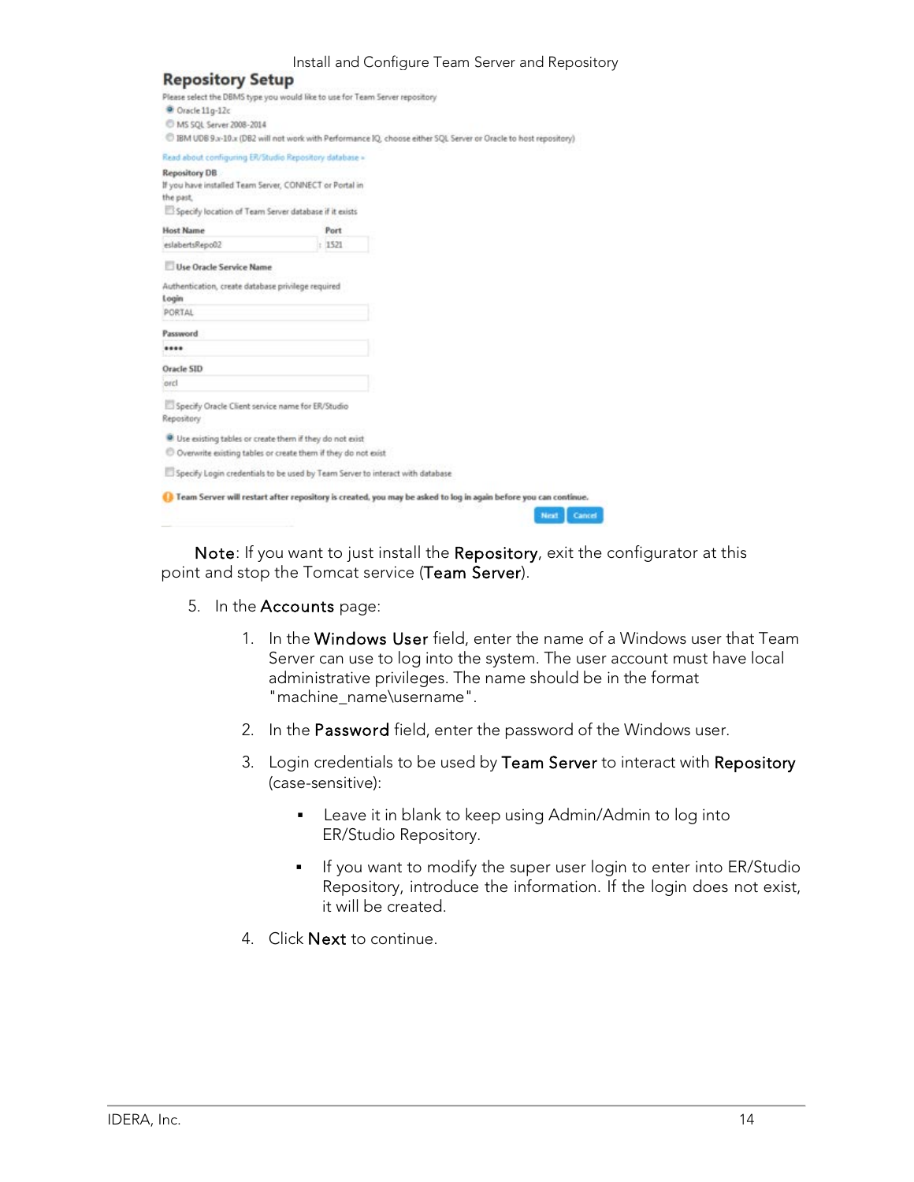**Repository Setup**

Please select the DBMS type you would like to use for Team Server repository

- (●) Oracle 11g-12c
- ( ) MS SQL Server 2008-2014
- ( ) IBM UDB 9.x-10.x (DB2 will not work with Performance IQ, choose either SQL Server or Oracle to host repository)

Read about configuring ER/Studio Repository database »

**Repository DB**

If you have installed Team Server, CONNECT or Portal in the past,

☐ Specify location of Team Server database if it exists

| Host Name | Port |
| --- | --- |
| eslabertsRepo02 | 1521 |

☐ Use Oracle Service Name

Authentication, create database privilege required

**Login**

PORTAL

**Password**

••••

**Oracle SID**

orcl

☐ Specify Oracle Client service name for ER/Studio Repository

- (●) Use existing tables or create them if they do not exist
- ( ) Overwrite existing tables or create them if they do not exist

☐ Specify Login credentials to be used by Team Server to interact with database

**Team Server will restart after repository is created, you may be asked to log in again before you can continue.**

Next | Cancel

**Note**: If you want to just install the **Repository**, exit the configurator at this point and stop the Tomcat service (**Team Server**).

5. In the **Accounts** page:

   1. In the **Windows User** field, enter the name of a Windows user that Team Server can use to log into the system. The user account must have local administrative privileges. The name should be in the format "machine_name\username".
   2. In the **Password** field, enter the password of the Windows user.
   3. Login credentials to be used by **Team Server** to interact with **Repository** (case-sensitive):
      - Leave it in blank to keep using Admin/Admin to log into ER/Studio Repository.
      - If you want to modify the super user login to enter into ER/Studio Repository, introduce the information. If the login does not exist, it will be created.
   4. Click **Next** to continue.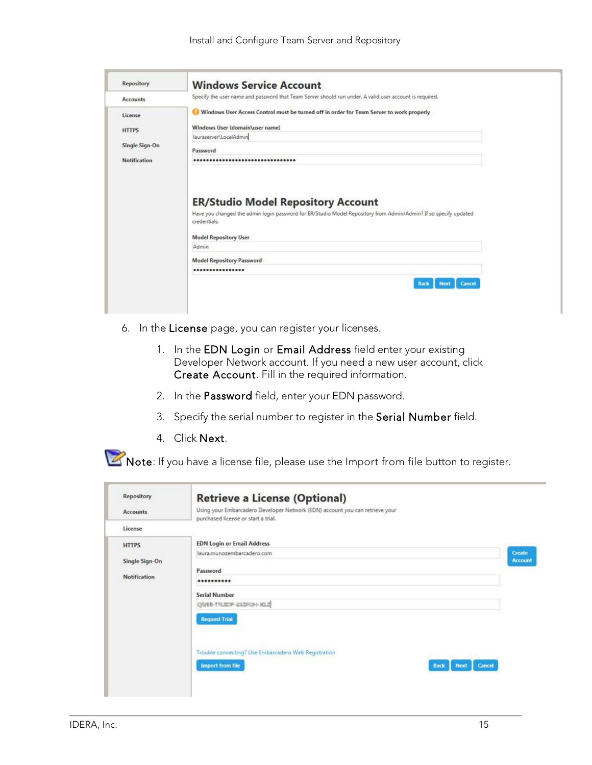6. In the **License** page, you can register your licenses.

    1. In the **EDN Login** or **Email Address** field enter your existing Developer Network account. If you need a new user account, click **Create Account**. Fill in the required information.
    2. In the **Password** field, enter your EDN password.
    3. Specify the serial number to register in the **Serial Number** field.
    4. Click **Next**.

**Note**: If you have a license file, please use the Import from file button to register.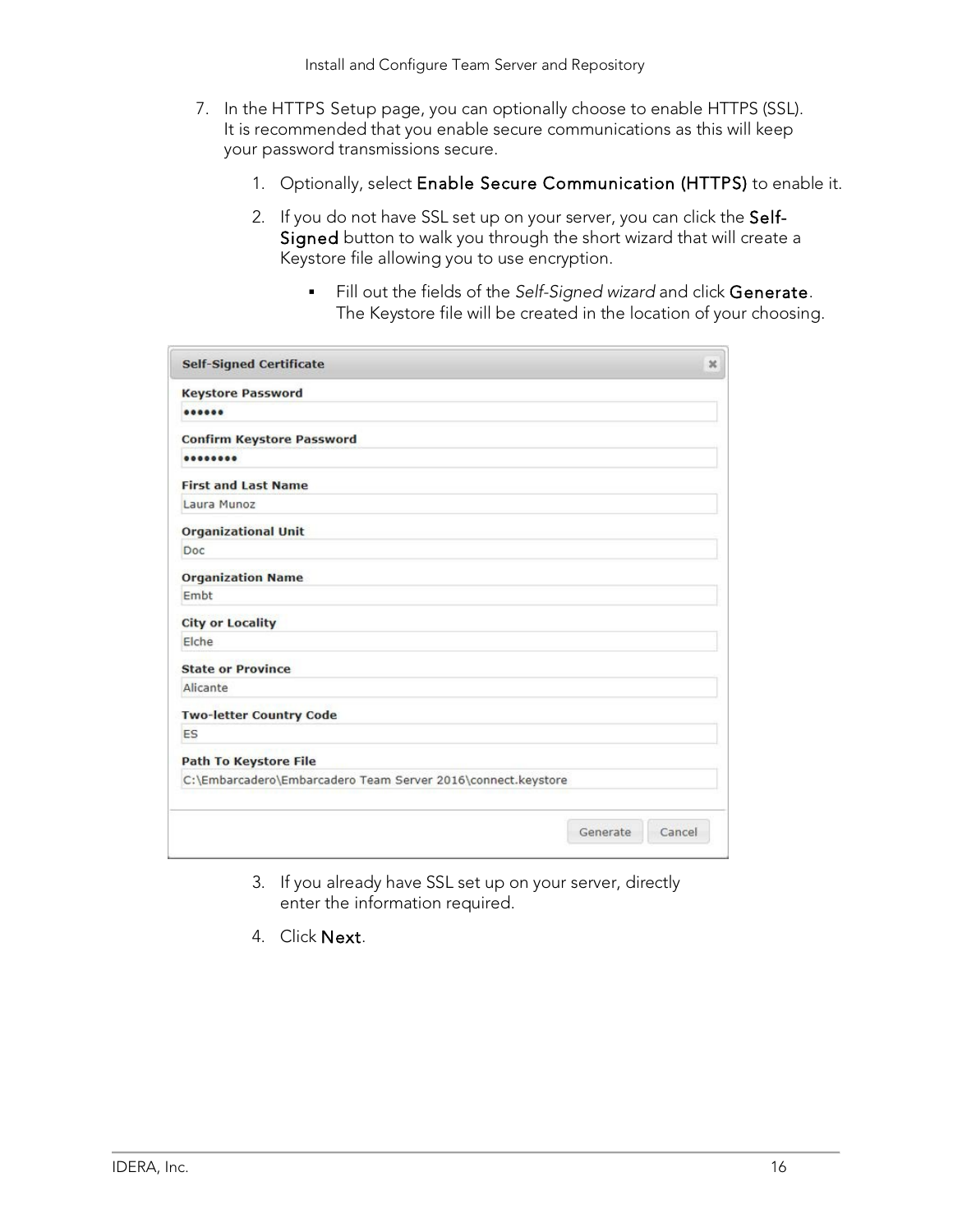7. In the HTTPS Setup page, you can optionally choose to enable HTTPS (SSL). It is recommended that you enable secure communications as this will keep your password transmissions secure.

    1. Optionally, select **Enable Secure Communication (HTTPS)** to enable it.

    2. If you do not have SSL set up on your server, you can click the **Self-Signed** button to walk you through the short wizard that will create a Keystore file allowing you to use encryption.

        - Fill out the fields of the *Self-Signed wizard* and click **Generate**. The Keystore file will be created in the location of your choosing.

    3. If you already have SSL set up on your server, directly enter the information required.

    4. Click **Next**.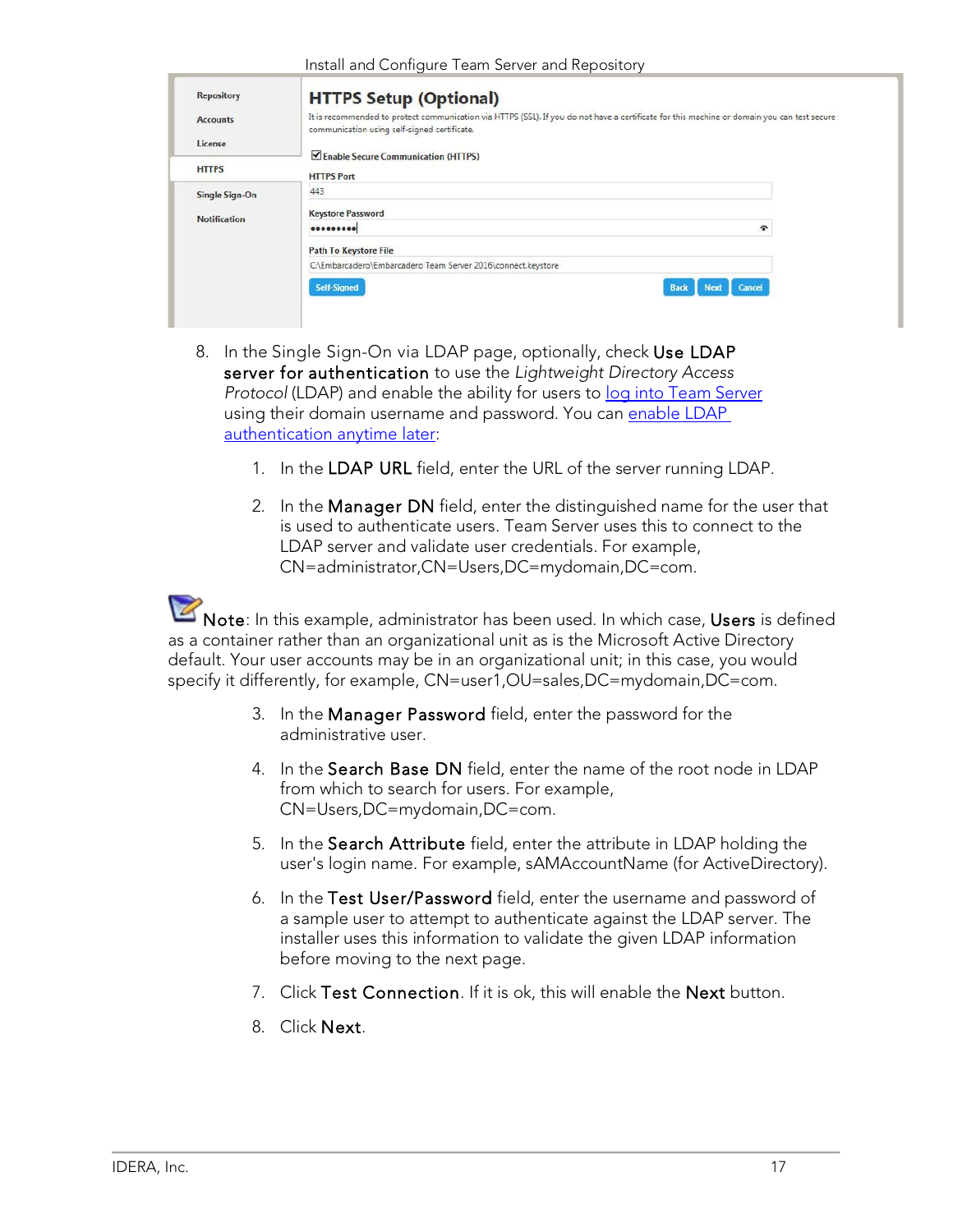HTTPS Setup (Optional)

It is recommended to protect communication via HTTPS (SSL). If you do not have a certificate for this machine or domain you can test secure communication using self-signed certificate.

☑ Enable Secure Communication (HTTPS)

HTTPS Port: 443

Keystore Password: •••••••••

Path To Keystore File: C:\Embarcadero\Embarcadero Team Server 2016\connect.keystore

Self-Signed | Back | Next | Cancel

8. In the Single Sign-On via LDAP page, optionally, check **Use LDAP server for authentication** to use the *Lightweight Directory Access Protocol* (LDAP) and enable the ability for users to log into Team Server using their domain username and password. You can enable LDAP authentication anytime later:

    1. In the **LDAP URL** field, enter the URL of the server running LDAP.
    2. In the **Manager DN** field, enter the distinguished name for the user that is used to authenticate users. Team Server uses this to connect to the LDAP server and validate user credentials. For example, CN=administrator,CN=Users,DC=mydomain,DC=com.

**Note**: In this example, administrator has been used. In which case, **Users** is defined as a container rather than an organizational unit as is the Microsoft Active Directory default. Your user accounts may be in an organizational unit; in this case, you would specify it differently, for example, CN=user1,OU=sales,DC=mydomain,DC=com.

    3. In the **Manager Password** field, enter the password for the administrative user.
    4. In the **Search Base DN** field, enter the name of the root node in LDAP from which to search for users. For example, CN=Users,DC=mydomain,DC=com.
    5. In the **Search Attribute** field, enter the attribute in LDAP holding the user's login name. For example, sAMAccountName (for ActiveDirectory).
    6. In the **Test User/Password** field, enter the username and password of a sample user to attempt to authenticate against the LDAP server. The installer uses this information to validate the given LDAP information before moving to the next page.
    7. Click **Test Connection**. If it is ok, this will enable the **Next** button.
    8. Click **Next**.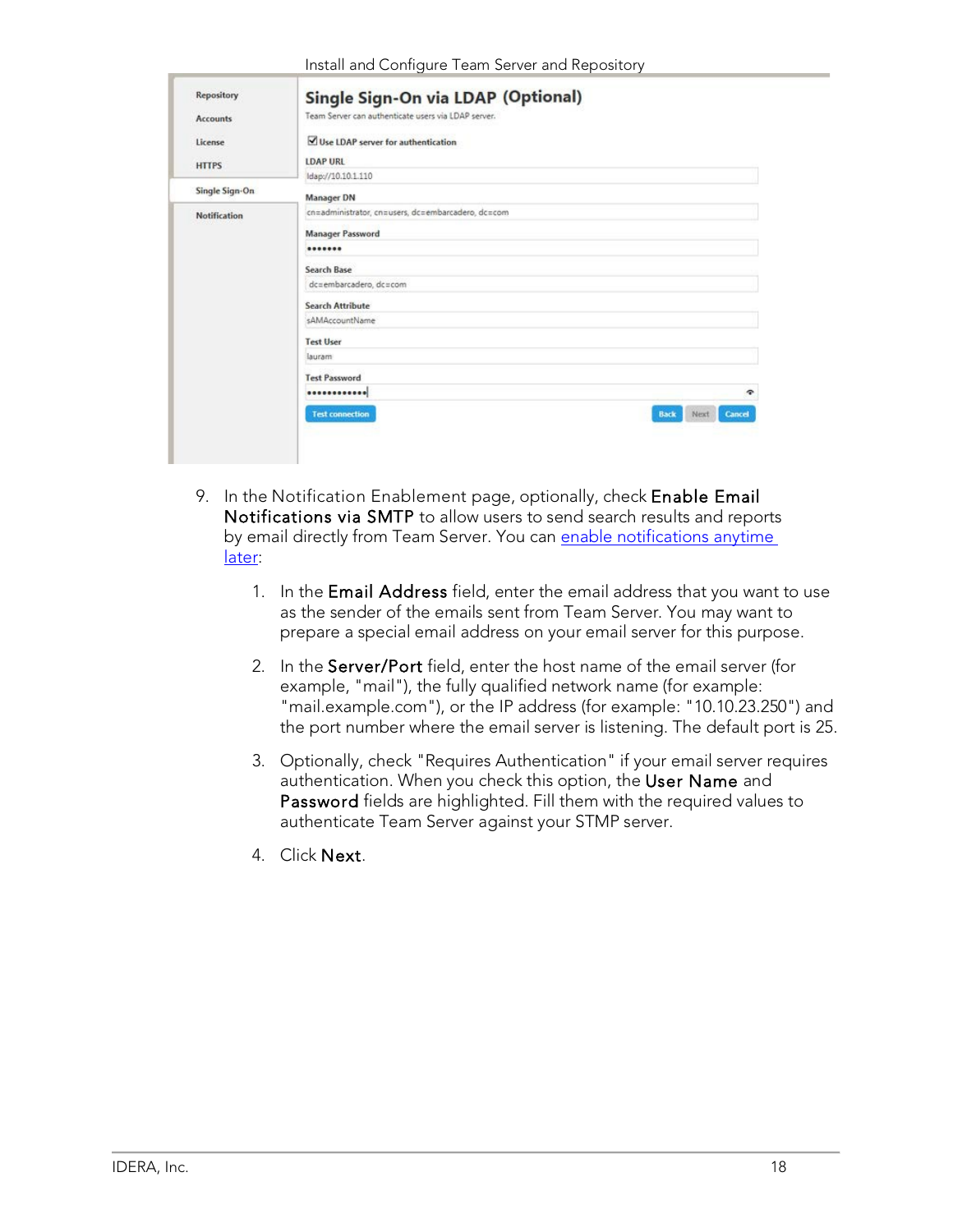9. In the Notification Enablement page, optionally, check **Enable Email Notifications via SMTP** to allow users to send search results and reports by email directly from Team Server. You can enable notifications anytime later:

    1. In the **Email Address** field, enter the email address that you want to use as the sender of the emails sent from Team Server. You may want to prepare a special email address on your email server for this purpose.

    2. In the **Server/Port** field, enter the host name of the email server (for example, "mail"), the fully qualified network name (for example: "mail.example.com"), or the IP address (for example: "10.10.23.250") and the port number where the email server is listening. The default port is 25.

    3. Optionally, check "Requires Authentication" if your email server requires authentication. When you check this option, the **User Name** and **Password** fields are highlighted. Fill them with the required values to authenticate Team Server against your STMP server.

    4. Click **Next**.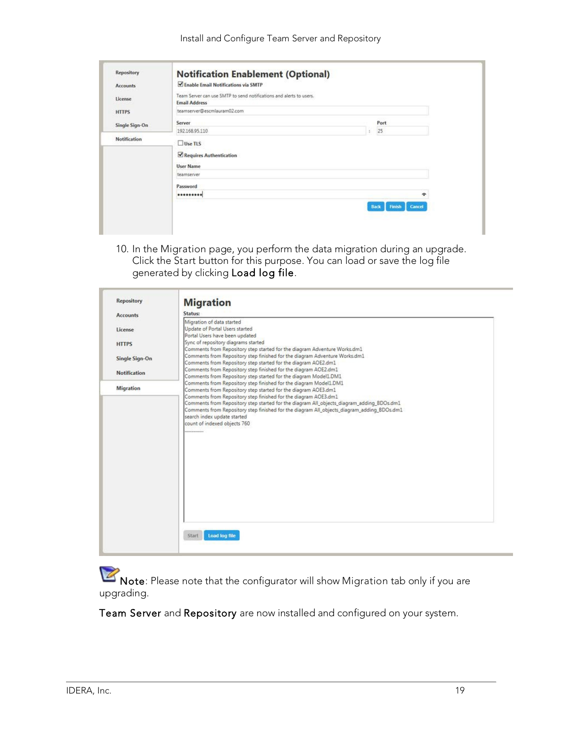10. In the Migration page, you perform the data migration during an upgrade. Click the Start button for this purpose. You can load or save the log file generated by clicking **Load log file**.

**Note**: Please note that the configurator will show Migration tab only if you are upgrading.

**Team Server** and **Repository** are now installed and configured on your system.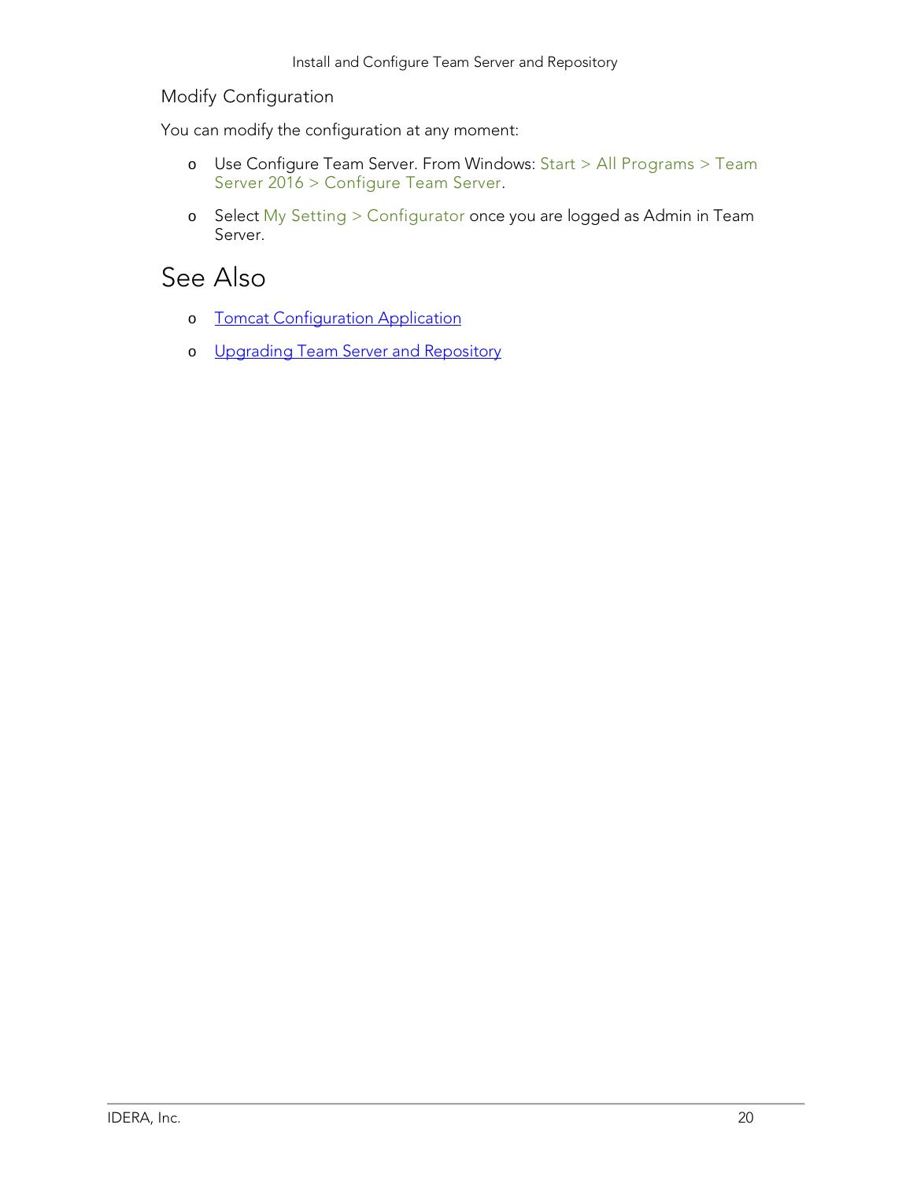### Modify Configuration

You can modify the configuration at any moment:

- Use Configure Team Server. From Windows: Start > All Programs > Team Server 2016 > Configure Team Server.
- Select My Setting > Configurator once you are logged as Admin in Team Server.

## See Also

- Tomcat Configuration Application
- Upgrading Team Server and Repository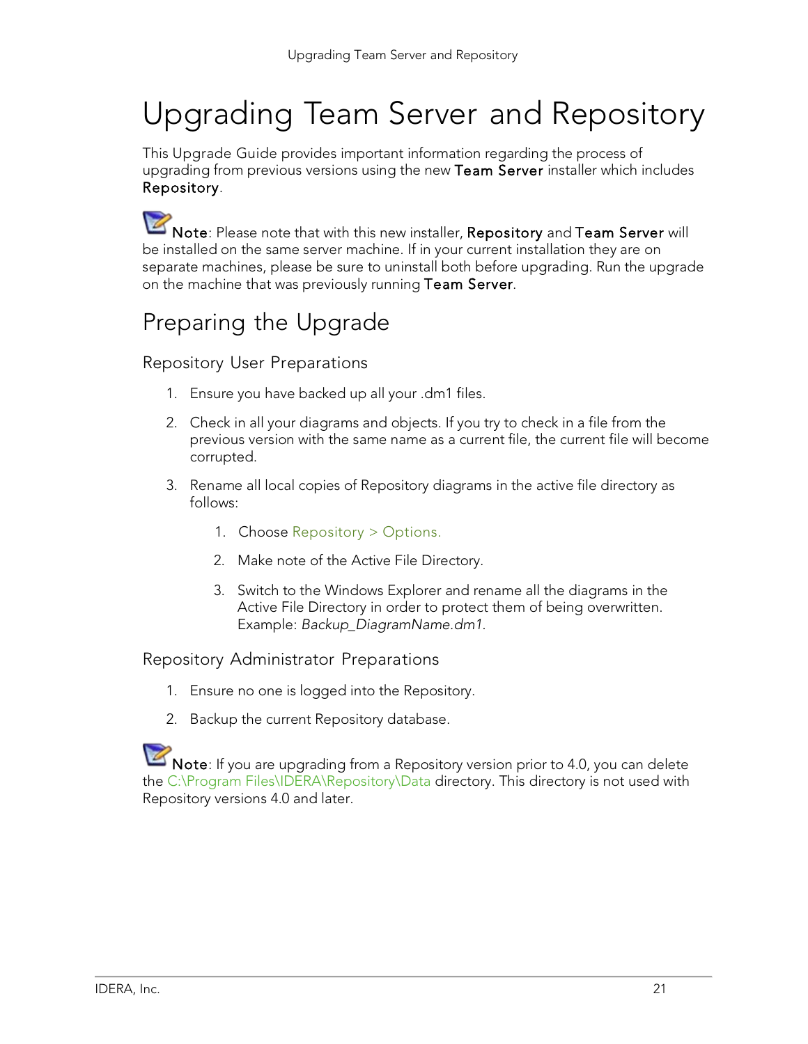# Upgrading Team Server and Repository

This Upgrade Guide provides important information regarding the process of upgrading from previous versions using the new **Team Server** installer which includes **Repository**.

**Note**: Please note that with this new installer, **Repository** and **Team Server** will be installed on the same server machine. If in your current installation they are on separate machines, please be sure to uninstall both before upgrading. Run the upgrade on the machine that was previously running **Team Server**.

## Preparing the Upgrade

### Repository User Preparations

1. Ensure you have backed up all your .dm1 files.
2. Check in all your diagrams and objects. If you try to check in a file from the previous version with the same name as a current file, the current file will become corrupted.
3. Rename all local copies of Repository diagrams in the active file directory as follows:
    1. Choose Repository > Options.
    2. Make note of the Active File Directory.
    3. Switch to the Windows Explorer and rename all the diagrams in the Active File Directory in order to protect them of being overwritten. Example: *Backup_DiagramName.dm1*.

### Repository Administrator Preparations

1. Ensure no one is logged into the Repository.
2. Backup the current Repository database.

**Note**: If you are upgrading from a Repository version prior to 4.0, you can delete the C:\Program Files\IDERA\Repository\Data directory. This directory is not used with Repository versions 4.0 and later.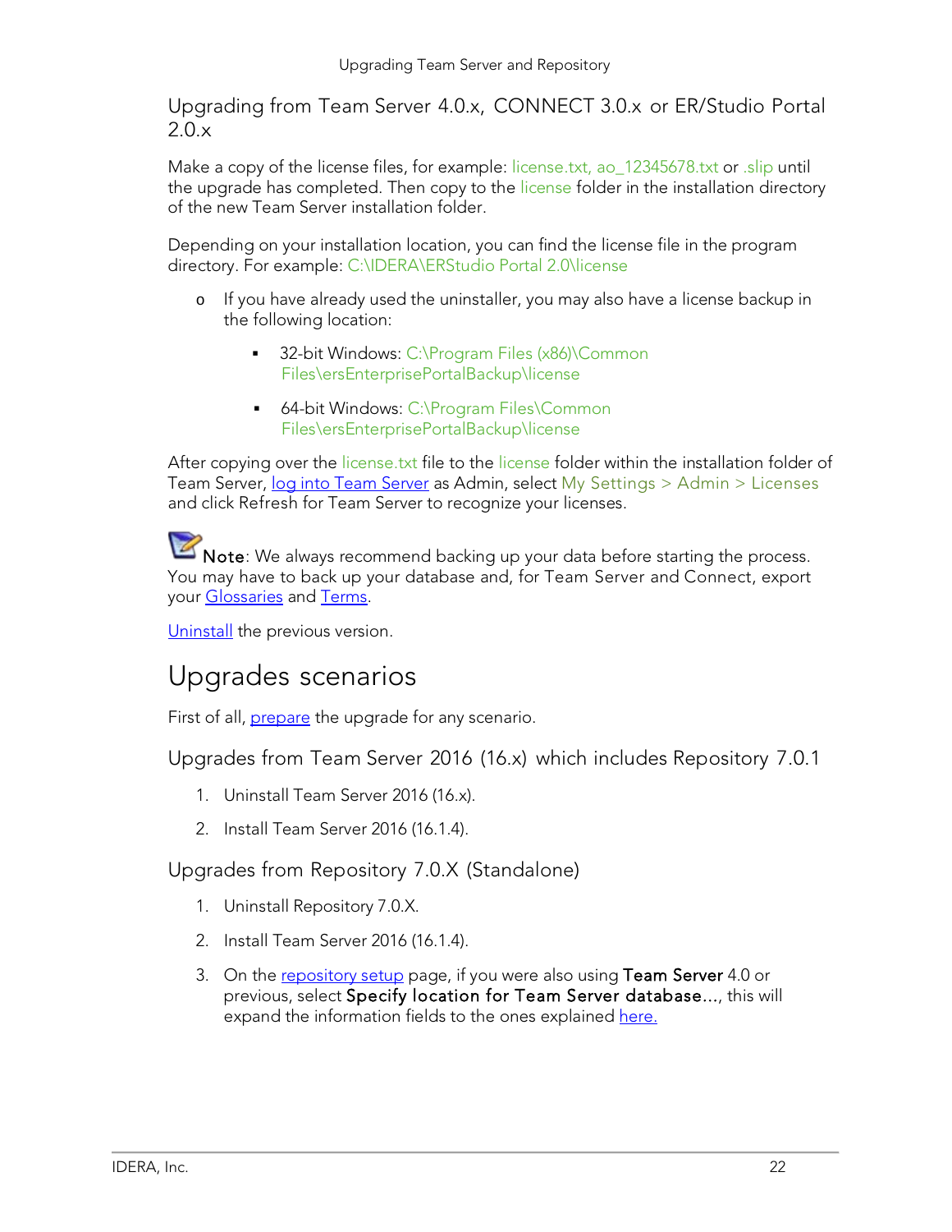## Upgrading from Team Server 4.0.x, CONNECT 3.0.x or ER/Studio Portal 2.0.x

Make a copy of the license files, for example: license.txt, ao_12345678.txt or .slip until the upgrade has completed. Then copy to the license folder in the installation directory of the new Team Server installation folder.

Depending on your installation location, you can find the license file in the program directory. For example: C:\IDERA\ERStudio Portal 2.0\license

- If you have already used the uninstaller, you may also have a license backup in the following location:
  - 32-bit Windows: C:\Program Files (x86)\Common Files\ersEnterprisePortalBackup\license
  - 64-bit Windows: C:\Program Files\Common Files\ersEnterprisePortalBackup\license

After copying over the license.txt file to the license folder within the installation folder of Team Server, log into Team Server as Admin, select My Settings > Admin > Licenses and click Refresh for Team Server to recognize your licenses.

**Note**: We always recommend backing up your data before starting the process. You may have to back up your database and, for Team Server and Connect, export your Glossaries and Terms.

Uninstall the previous version.

# Upgrades scenarios

First of all, prepare the upgrade for any scenario.

## Upgrades from Team Server 2016 (16.x) which includes Repository 7.0.1

1. Uninstall Team Server 2016 (16.x).
2. Install Team Server 2016 (16.1.4).

## Upgrades from Repository 7.0.X (Standalone)

1. Uninstall Repository 7.0.X.
2. Install Team Server 2016 (16.1.4).
3. On the repository setup page, if you were also using **Team Server** 4.0 or previous, select **Specify location for Team Server database...**, this will expand the information fields to the ones explained here.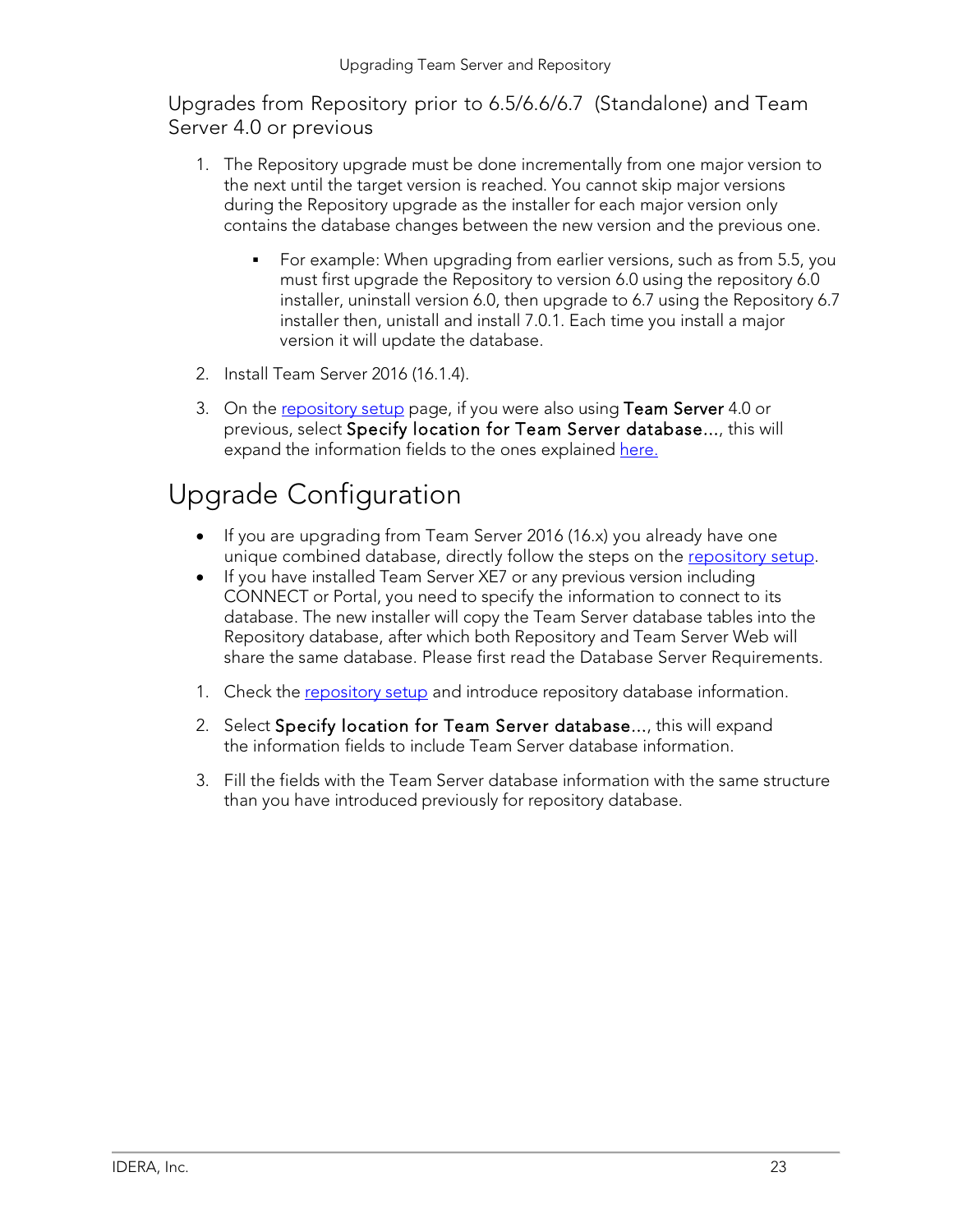## Upgrades from Repository prior to 6.5/6.6/6.7 (Standalone) and Team Server 4.0 or previous

1. The Repository upgrade must be done incrementally from one major version to the next until the target version is reached. You cannot skip major versions during the Repository upgrade as the installer for each major version only contains the database changes between the new version and the previous one.
   - For example: When upgrading from earlier versions, such as from 5.5, you must first upgrade the Repository to version 6.0 using the repository 6.0 installer, uninstall version 6.0, then upgrade to 6.7 using the Repository 6.7 installer then, unistall and install 7.0.1. Each time you install a major version it will update the database.
2. Install Team Server 2016 (16.1.4).
3. On the repository setup page, if you were also using **Team Server** 4.0 or previous, select **Specify location for Team Server database...**, this will expand the information fields to the ones explained here.

# Upgrade Configuration

- If you are upgrading from Team Server 2016 (16.x) you already have one unique combined database, directly follow the steps on the repository setup.
- If you have installed Team Server XE7 or any previous version including CONNECT or Portal, you need to specify the information to connect to its database. The new installer will copy the Team Server database tables into the Repository database, after which both Repository and Team Server Web will share the same database. Please first read the Database Server Requirements.

1. Check the repository setup and introduce repository database information.
2. Select **Specify location for Team Server database...**, this will expand the information fields to include Team Server database information.
3. Fill the fields with the Team Server database information with the same structure than you have introduced previously for repository database.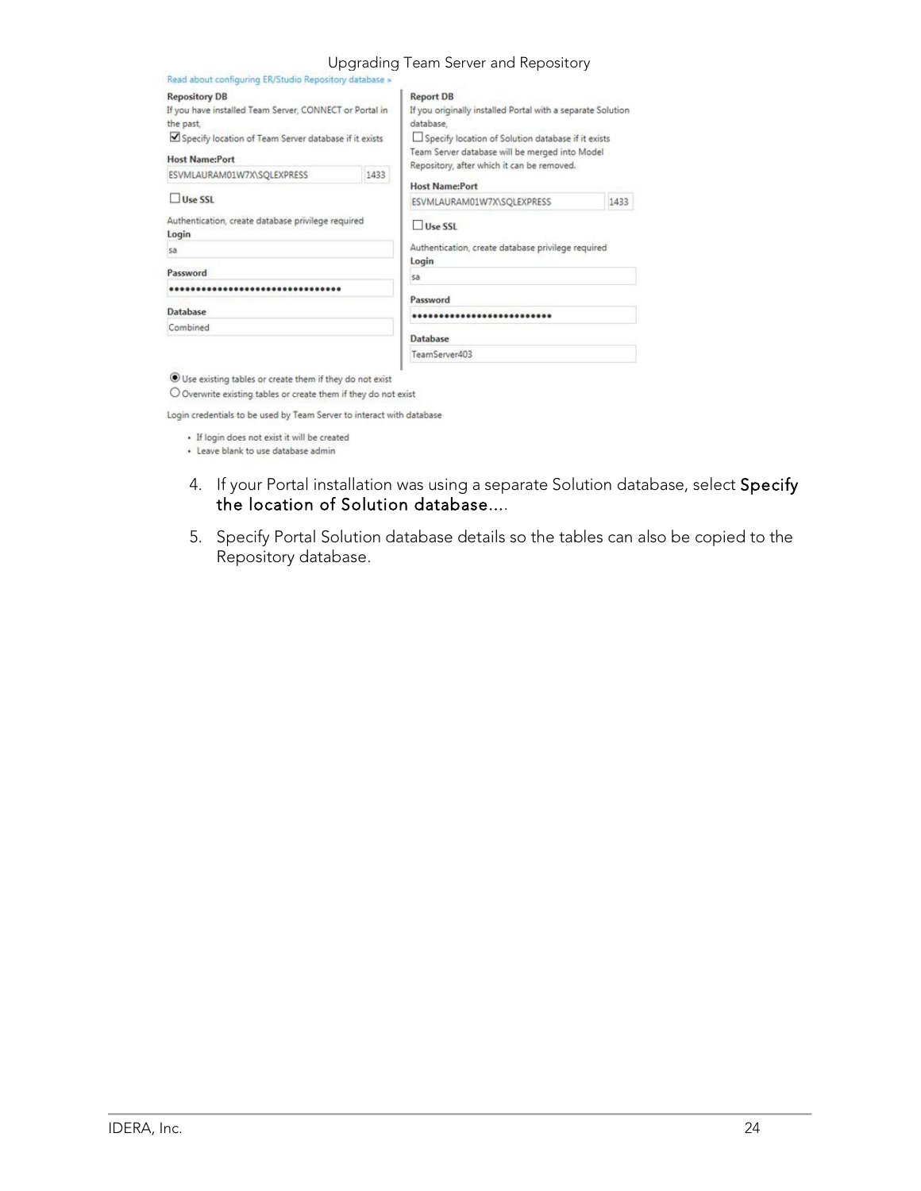Read about configuring ER/Studio Repository database »

**Repository DB**

If you have installed Team Server, CONNECT or Portal in the past,

☑ Specify location of Team Server database if it exists

**Host Name:Port**

ESVMLAURAM01W7X\SQLEXPRESS 1433

☐ **Use SSL**

Authentication, create database privilege required

**Login**

sa

**Password**

••••••••••••••••••••••••••••••••

**Database**

Combined

**Report DB**

If you originally installed Portal with a separate Solution database,

☐ Specify location of Solution database if it exists

Team Server database will be merged into Model Repository, after which it can be removed.

**Host Name:Port**

ESVMLAURAM01W7X\SQLEXPRESS 1433

☐ **Use SSL**

Authentication, create database privilege required

**Login**

sa

**Password**

•••••••••••••••••••••••••

**Database**

TeamServer403

◉ Use existing tables or create them if they do not exist

○ Overwrite existing tables or create them if they do not exist

Login credentials to be used by Team Server to interact with database

- If login does not exist it will be created
- Leave blank to use database admin

4. If your Portal installation was using a separate Solution database, select **Specify the location of Solution database...**.
5. Specify Portal Solution database details so the tables can also be copied to the Repository database.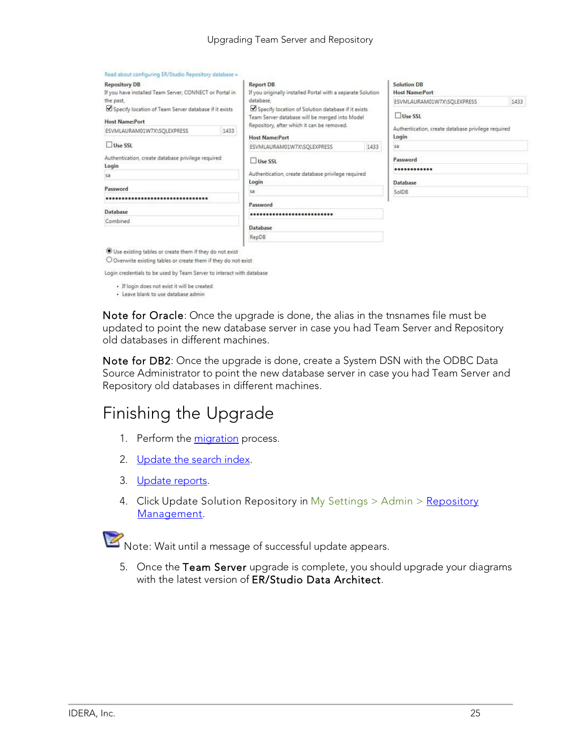Read about configuring ER/Studio Repository database »

**Repository DB**
If you have installed Team Server, CONNECT or Portal in the past,
☑ Specify location of Team Server database if it exists

**Host Name:Port**
ESVMLAURAM01W7X\SQLEXPRESS 1433

☐ Use SSL

Authentication, create database privilege required
**Login**
sa

**Password**
••••••••••••••••••••••••••••••••

**Database**
Combined

**Report DB**
If you originally installed Portal with a separate Solution database,
☑ Specify location of Solution database if it exists
Team Server database will be merged into Model Repository, after which it can be removed.

**Host Name:Port**
ESVMLAURAM01W7X\SQLEXPRESS 1433

☐ Use SSL

Authentication, create database privilege required
**Login**
sa

**Password**
••••••••••••••••••••••••

**Database**
RepDB

**Solution DB**
**Host Name:Port**
ESVMLAURAM01W7X\SQLEXPRESS 1433

☐ Use SSL

Authentication, create database privilege required
**Login**
sa

**Password**
••••••••••••

**Database**
SolDB

◉ Use existing tables or create them if they do not exist
○ Overwrite existing tables or create them if they do not exist

Login credentials to be used by Team Server to interact with database

- If login does not exist it will be created
- Leave blank to use database admin

**Note for Oracle**: Once the upgrade is done, the alias in the tnsnames file must be updated to point the new database server in case you had Team Server and Repository old databases in different machines.

**Note for DB2**: Once the upgrade is done, create a System DSN with the ODBC Data Source Administrator to point the new database server in case you had Team Server and Repository old databases in different machines.

# Finishing the Upgrade

1. Perform the migration process.
2. Update the search index.
3. Update reports.
4. Click Update Solution Repository in My Settings > Admin > Repository Management.

Note: Wait until a message of successful update appears.

5. Once the **Team Server** upgrade is complete, you should upgrade your diagrams with the latest version of **ER/Studio Data Architect**.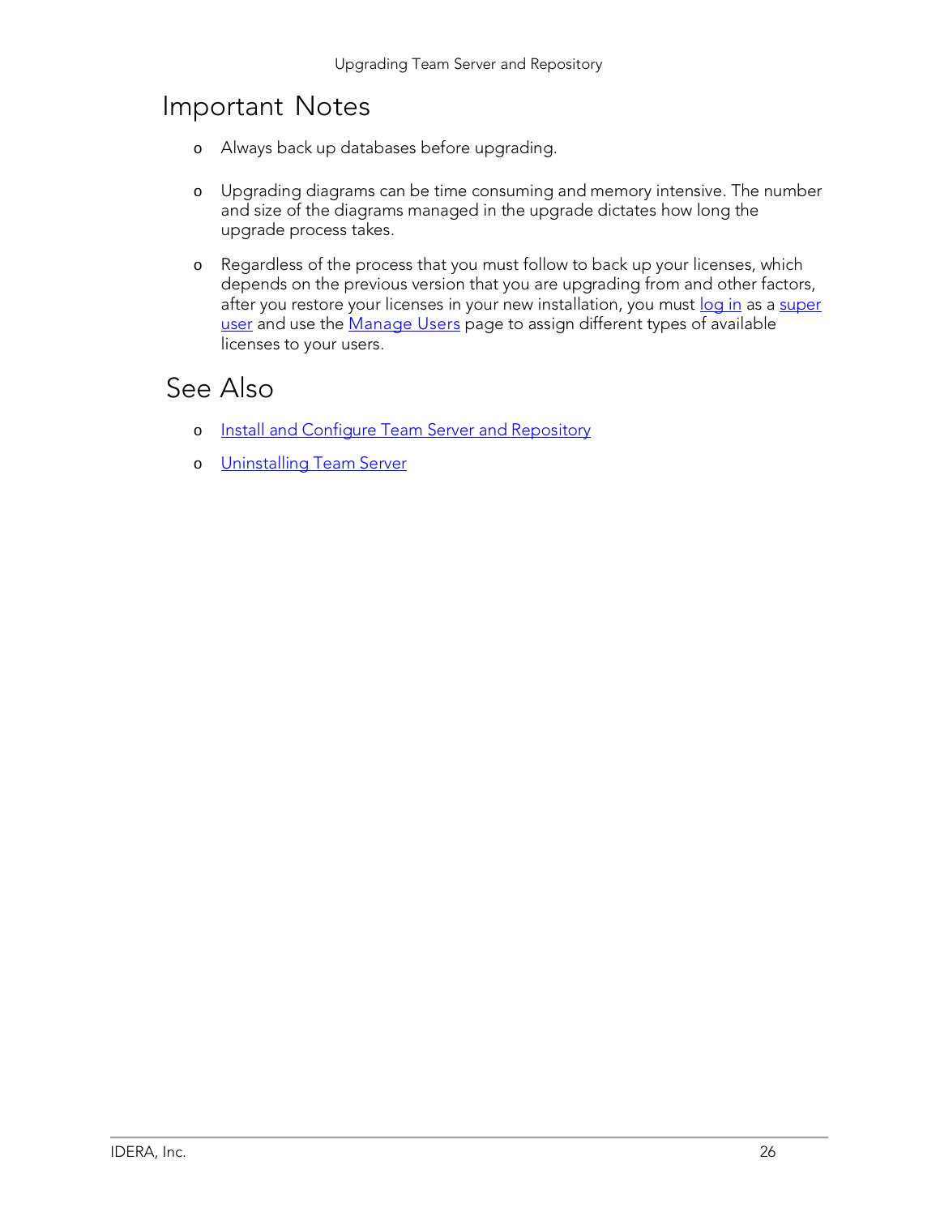## Important Notes

- Always back up databases before upgrading.
- Upgrading diagrams can be time consuming and memory intensive. The number and size of the diagrams managed in the upgrade dictates how long the upgrade process takes.
- Regardless of the process that you must follow to back up your licenses, which depends on the previous version that you are upgrading from and other factors, after you restore your licenses in your new installation, you must log in as a super user and use the Manage Users page to assign different types of available licenses to your users.

## See Also

- Install and Configure Team Server and Repository
- Uninstalling Team Server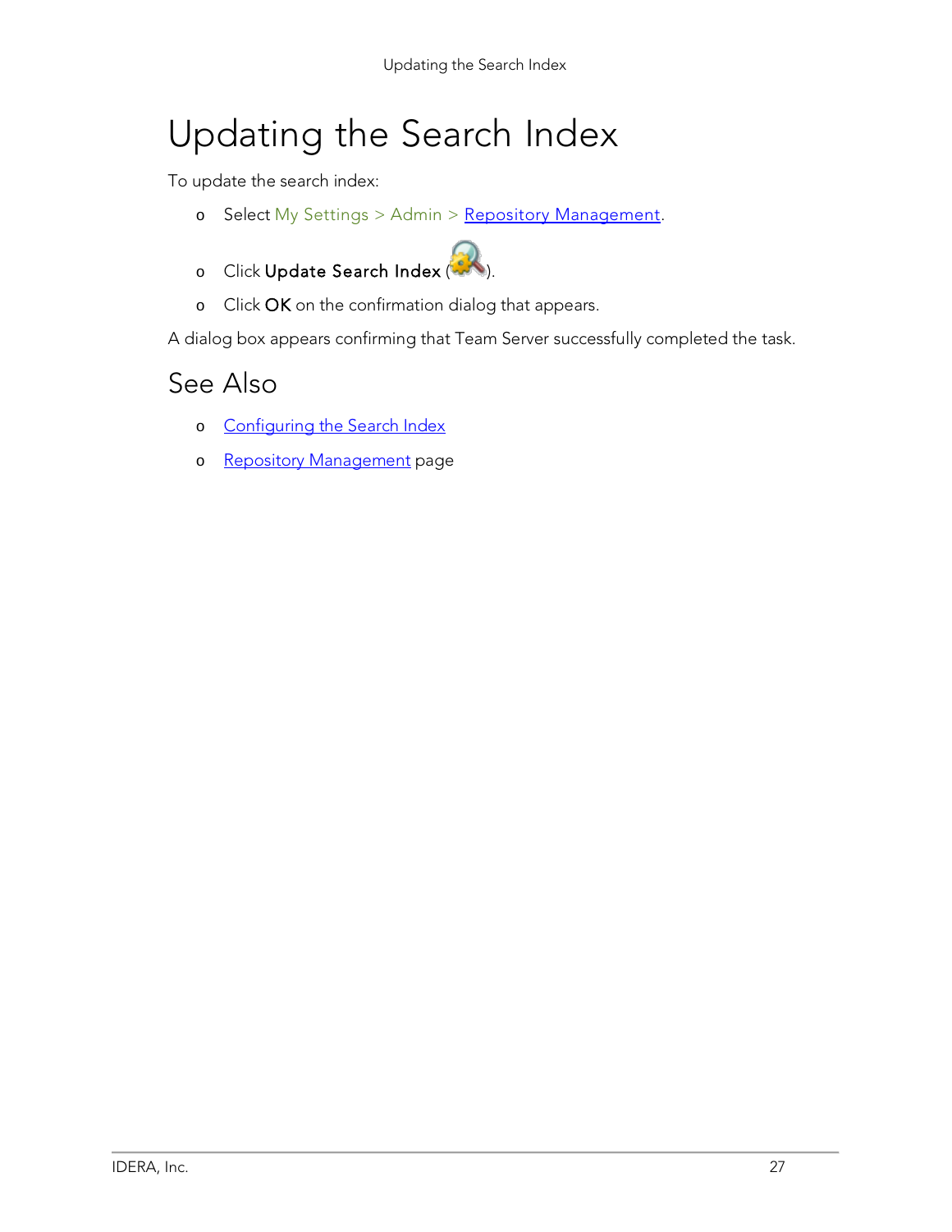# Updating the Search Index

To update the search index:

- Select My Settings > Admin > Repository Management.
- Click **Update Search Index** ( ).
- Click **OK** on the confirmation dialog that appears.

A dialog box appears confirming that Team Server successfully completed the task.

## See Also

- Configuring the Search Index
- Repository Management page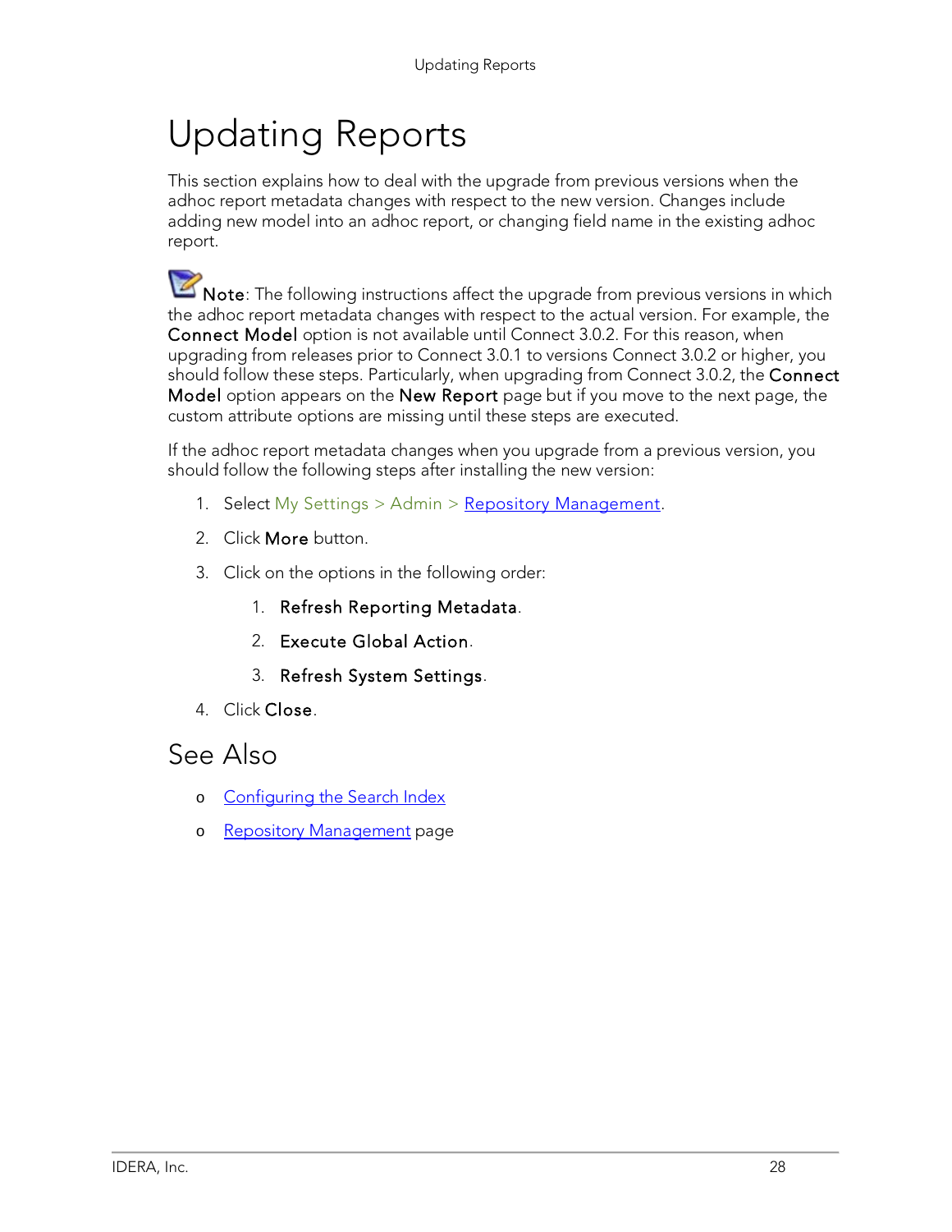# Updating Reports

This section explains how to deal with the upgrade from previous versions when the adhoc report metadata changes with respect to the new version. Changes include adding new model into an adhoc report, or changing field name in the existing adhoc report.

**Note**: The following instructions affect the upgrade from previous versions in which the adhoc report metadata changes with respect to the actual version. For example, the **Connect Model** option is not available until Connect 3.0.2. For this reason, when upgrading from releases prior to Connect 3.0.1 to versions Connect 3.0.2 or higher, you should follow these steps. Particularly, when upgrading from Connect 3.0.2, the **Connect Model** option appears on the **New Report** page but if you move to the next page, the custom attribute options are missing until these steps are executed.

If the adhoc report metadata changes when you upgrade from a previous version, you should follow the following steps after installing the new version:

1. Select My Settings > Admin > Repository Management.
2. Click **More** button.
3. Click on the options in the following order:
    1. **Refresh Reporting Metadata**.
    2. **Execute Global Action**.
    3. **Refresh System Settings**.
4. Click **Close**.

## See Also

- Configuring the Search Index
- Repository Management page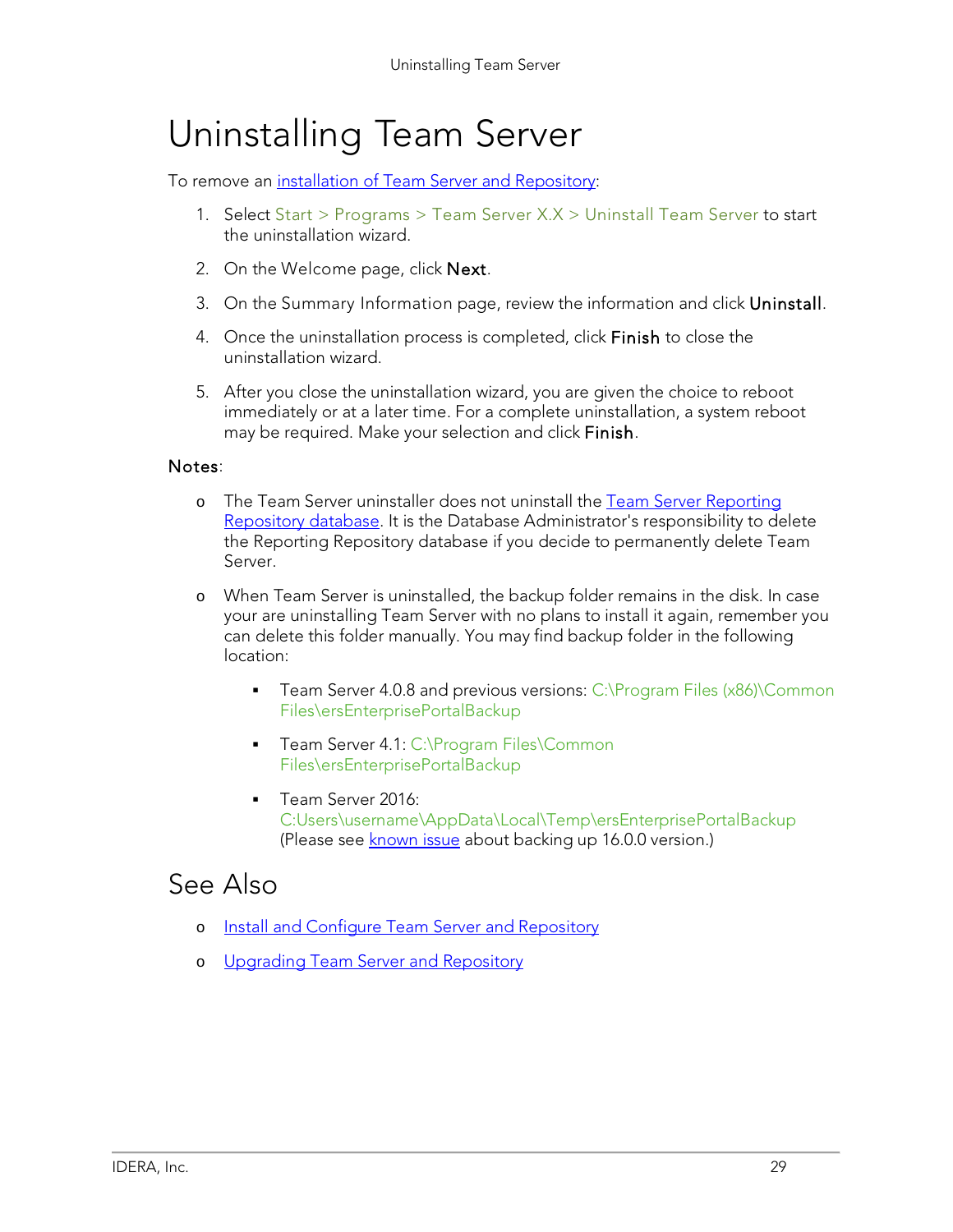# Uninstalling Team Server

To remove an installation of Team Server and Repository:

1. Select Start > Programs > Team Server X.X > Uninstall Team Server to start the uninstallation wizard.
2. On the Welcome page, click **Next**.
3. On the Summary Information page, review the information and click **Uninstall**.
4. Once the uninstallation process is completed, click **Finish** to close the uninstallation wizard.
5. After you close the uninstallation wizard, you are given the choice to reboot immediately or at a later time. For a complete uninstallation, a system reboot may be required. Make your selection and click **Finish**.

**Notes**:

- The Team Server uninstaller does not uninstall the Team Server Reporting Repository database. It is the Database Administrator's responsibility to delete the Reporting Repository database if you decide to permanently delete Team Server.
- When Team Server is uninstalled, the backup folder remains in the disk. In case your are uninstalling Team Server with no plans to install it again, remember you can delete this folder manually. You may find backup folder in the following location:
  - Team Server 4.0.8 and previous versions: C:\Program Files (x86)\Common Files\ersEnterprisePortalBackup
  - Team Server 4.1: C:\Program Files\Common Files\ersEnterprisePortalBackup
  - Team Server 2016: C:Users\username\AppData\Local\Temp\ersEnterprisePortalBackup (Please see known issue about backing up 16.0.0 version.)

## See Also

- Install and Configure Team Server and Repository
- Upgrading Team Server and Repository